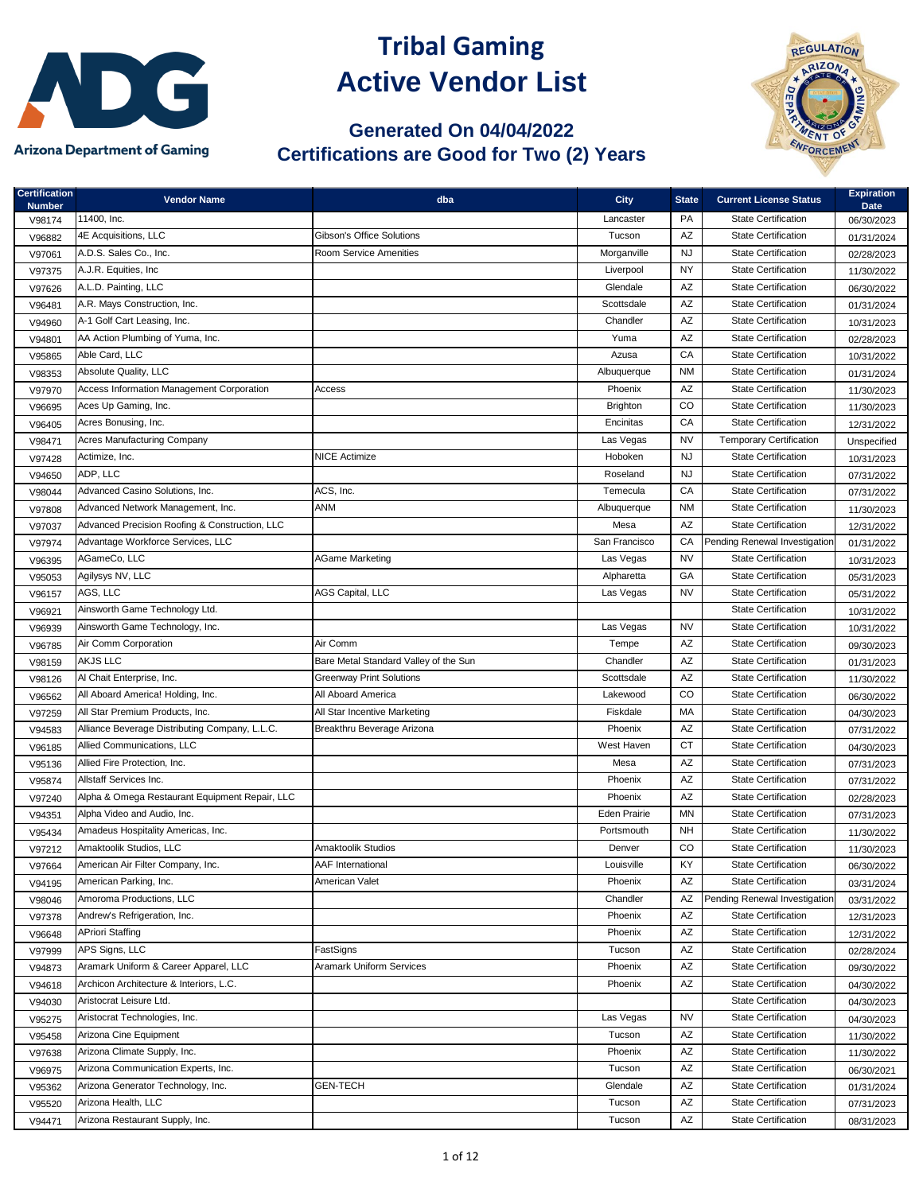**Arizona Department of Gaming**

# Tribal Gaming Active Vendor List

## Generated On 04/04/2022
## Certifications are Good for Two (2) Years

| Certification Number | Vendor Name | dba | City | State | Current License Status | Expiration Date |
|---|---|---|---|---|---|---|
| V98174 | 11400, Inc. | | Lancaster | PA | State Certification | 06/30/2023 |
| V96882 | 4E Acquisitions, LLC | Gibson's Office Solutions | Tucson | AZ | State Certification | 01/31/2024 |
| V97061 | A.D.S. Sales Co., Inc. | Room Service Amenities | Morganville | NJ | State Certification | 02/28/2023 |
| V97375 | A.J.R. Equities, Inc | | Liverpool | NY | State Certification | 11/30/2022 |
| V97626 | A.L.D. Painting, LLC | | Glendale | AZ | State Certification | 06/30/2022 |
| V96481 | A.R. Mays Construction, Inc. | | Scottsdale | AZ | State Certification | 01/31/2024 |
| V94960 | A-1 Golf Cart Leasing, Inc. | | Chandler | AZ | State Certification | 10/31/2023 |
| V94801 | AA Action Plumbing of Yuma, Inc. | | Yuma | AZ | State Certification | 02/28/2023 |
| V95865 | Able Card, LLC | | Azusa | CA | State Certification | 10/31/2022 |
| V98353 | Absolute Quality, LLC | | Albuquerque | NM | State Certification | 01/31/2024 |
| V97970 | Access Information Management Corporation | Access | Phoenix | AZ | State Certification | 11/30/2023 |
| V96695 | Aces Up Gaming, Inc. | | Brighton | CO | State Certification | 11/30/2023 |
| V96405 | Acres Bonusing, Inc. | | Encinitas | CA | State Certification | 12/31/2022 |
| V98471 | Acres Manufacturing Company | | Las Vegas | NV | Temporary Certification | Unspecified |
| V97428 | Actimize, Inc. | NICE Actimize | Hoboken | NJ | State Certification | 10/31/2023 |
| V94650 | ADP, LLC | | Roseland | NJ | State Certification | 07/31/2022 |
| V98044 | Advanced Casino Solutions, Inc. | ACS, Inc. | Temecula | CA | State Certification | 07/31/2022 |
| V97808 | Advanced Network Management, Inc. | ANM | Albuquerque | NM | State Certification | 11/30/2023 |
| V97037 | Advanced Precision Roofing & Construction, LLC | | Mesa | AZ | State Certification | 12/31/2022 |
| V97974 | Advantage Workforce Services, LLC | | San Francisco | CA | Pending Renewal Investigation | 01/31/2022 |
| V96395 | AGameCo, LLC | AGame Marketing | Las Vegas | NV | State Certification | 10/31/2023 |
| V95053 | Agilysys NV, LLC | | Alpharetta | GA | State Certification | 05/31/2023 |
| V96157 | AGS, LLC | AGS Capital, LLC | Las Vegas | NV | State Certification | 05/31/2022 |
| V96921 | Ainsworth Game Technology Ltd. | | | | State Certification | 10/31/2022 |
| V96939 | Ainsworth Game Technology, Inc. | | Las Vegas | NV | State Certification | 10/31/2022 |
| V96785 | Air Comm Corporation | Air Comm | Tempe | AZ | State Certification | 09/30/2023 |
| V98159 | AKJS LLC | Bare Metal Standard Valley of the Sun | Chandler | AZ | State Certification | 01/31/2023 |
| V98126 | Al Chait Enterprise, Inc. | Greenway Print Solutions | Scottsdale | AZ | State Certification | 11/30/2022 |
| V96562 | All Aboard America! Holding, Inc. | All Aboard America | Lakewood | CO | State Certification | 06/30/2022 |
| V97259 | All Star Premium Products, Inc. | All Star Incentive Marketing | Fiskdale | MA | State Certification | 04/30/2023 |
| V94583 | Alliance Beverage Distributing Company, L.L.C. | Breakthru Beverage Arizona | Phoenix | AZ | State Certification | 07/31/2022 |
| V96185 | Allied Communications, LLC | | West Haven | CT | State Certification | 04/30/2023 |
| V95136 | Allied Fire Protection, Inc. | | Mesa | AZ | State Certification | 07/31/2023 |
| V95874 | Allstaff Services Inc. | | Phoenix | AZ | State Certification | 07/31/2022 |
| V97240 | Alpha & Omega Restaurant Equipment Repair, LLC | | Phoenix | AZ | State Certification | 02/28/2023 |
| V94351 | Alpha Video and Audio, Inc. | | Eden Prairie | MN | State Certification | 07/31/2023 |
| V95434 | Amadeus Hospitality Americas, Inc. | | Portsmouth | NH | State Certification | 11/30/2022 |
| V97212 | Amaktoolik Studios, LLC | Amaktoolik Studios | Denver | CO | State Certification | 11/30/2023 |
| V97664 | American Air Filter Company, Inc. | AAF International | Louisville | KY | State Certification | 06/30/2022 |
| V94195 | American Parking, Inc. | American Valet | Phoenix | AZ | State Certification | 03/31/2024 |
| V98046 | Amoroma Productions, LLC | | Chandler | AZ | Pending Renewal Investigation | 03/31/2022 |
| V97378 | Andrew's Refrigeration, Inc. | | Phoenix | AZ | State Certification | 12/31/2023 |
| V96648 | APriori Staffing | | Phoenix | AZ | State Certification | 12/31/2022 |
| V97999 | APS Signs, LLC | FastSigns | Tucson | AZ | State Certification | 02/28/2024 |
| V94873 | Aramark Uniform & Career Apparel, LLC | Aramark Uniform Services | Phoenix | AZ | State Certification | 09/30/2022 |
| V94618 | Archicon Architecture & Interiors, L.C. | | Phoenix | AZ | State Certification | 04/30/2022 |
| V94030 | Aristocrat Leisure Ltd. | | | | State Certification | 04/30/2023 |
| V95275 | Aristocrat Technologies, Inc. | | Las Vegas | NV | State Certification | 04/30/2023 |
| V95458 | Arizona Cine Equipment | | Tucson | AZ | State Certification | 11/30/2022 |
| V97638 | Arizona Climate Supply, Inc. | | Phoenix | AZ | State Certification | 11/30/2022 |
| V96975 | Arizona Communication Experts, Inc. | | Tucson | AZ | State Certification | 06/30/2021 |
| V95362 | Arizona Generator Technology, Inc. | GEN-TECH | Glendale | AZ | State Certification | 01/31/2024 |
| V95520 | Arizona Health, LLC | | Tucson | AZ | State Certification | 07/31/2023 |
| V94471 | Arizona Restaurant Supply, Inc. | | Tucson | AZ | State Certification | 08/31/2023 |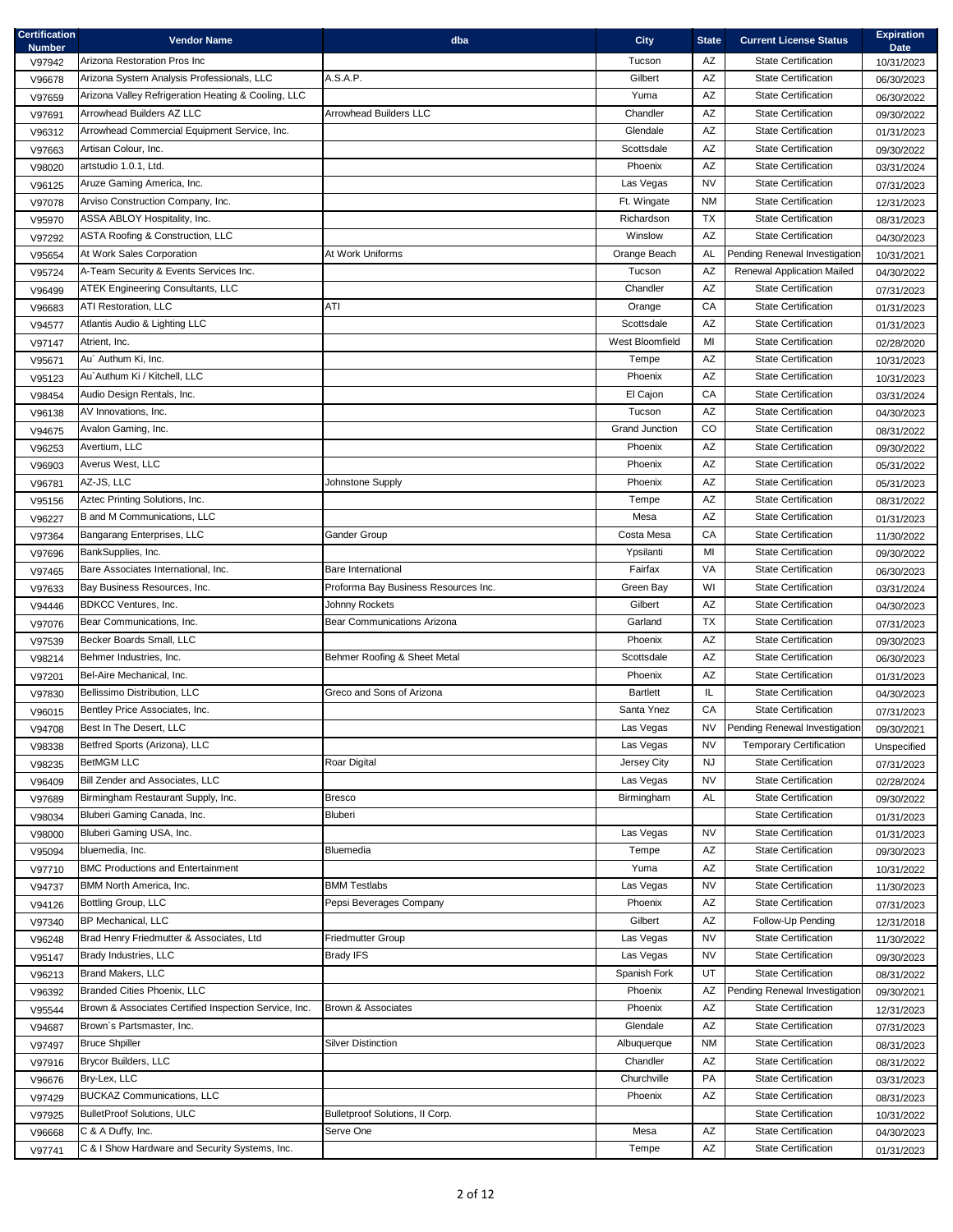| Certification Number | Vendor Name | dba | City | State | Current License Status | Expiration Date |
|---|---|---|---|---|---|---|
| V97942 | Arizona Restoration Pros Inc | | Tucson | AZ | State Certification | 10/31/2023 |
| V96678 | Arizona System Analysis Professionals, LLC | A.S.A.P. | Gilbert | AZ | State Certification | 06/30/2023 |
| V97659 | Arizona Valley Refrigeration Heating & Cooling, LLC | | Yuma | AZ | State Certification | 06/30/2022 |
| V97691 | Arrowhead Builders AZ LLC | Arrowhead Builders LLC | Chandler | AZ | State Certification | 09/30/2022 |
| V96312 | Arrowhead Commercial Equipment Service, Inc. | | Glendale | AZ | State Certification | 01/31/2023 |
| V97663 | Artisan Colour, Inc. | | Scottsdale | AZ | State Certification | 09/30/2022 |
| V98020 | artstudio 1.0.1, Ltd. | | Phoenix | AZ | State Certification | 03/31/2024 |
| V96125 | Aruze Gaming America, Inc. | | Las Vegas | NV | State Certification | 07/31/2023 |
| V97078 | Arviso Construction Company, Inc. | | Ft. Wingate | NM | State Certification | 12/31/2023 |
| V95970 | ASSA ABLOY Hospitality, Inc. | | Richardson | TX | State Certification | 08/31/2023 |
| V97292 | ASTA Roofing & Construction, LLC | | Winslow | AZ | State Certification | 04/30/2023 |
| V95654 | At Work Sales Corporation | At Work Uniforms | Orange Beach | AL | Pending Renewal Investigation | 10/31/2021 |
| V95724 | A-Team Security & Events Services Inc. | | Tucson | AZ | Renewal Application Mailed | 04/30/2022 |
| V96499 | ATEK Engineering Consultants, LLC | | Chandler | AZ | State Certification | 07/31/2023 |
| V96683 | ATI Restoration, LLC | ATI | Orange | CA | State Certification | 01/31/2023 |
| V94577 | Atlantis Audio & Lighting LLC | | Scottsdale | AZ | State Certification | 01/31/2023 |
| V97147 | Atrient, Inc. | | West Bloomfield | MI | State Certification | 02/28/2020 |
| V95671 | Au` Authum Ki, Inc. | | Tempe | AZ | State Certification | 10/31/2023 |
| V95123 | Au`Authum Ki / Kitchell, LLC | | Phoenix | AZ | State Certification | 10/31/2023 |
| V98454 | Audio Design Rentals, Inc. | | El Cajon | CA | State Certification | 03/31/2024 |
| V96138 | AV Innovations, Inc. | | Tucson | AZ | State Certification | 04/30/2023 |
| V94675 | Avalon Gaming, Inc. | | Grand Junction | CO | State Certification | 08/31/2022 |
| V96253 | Avertium, LLC | | Phoenix | AZ | State Certification | 09/30/2022 |
| V96903 | Averus West, LLC | | Phoenix | AZ | State Certification | 05/31/2022 |
| V96781 | AZ-JS, LLC | Johnstone Supply | Phoenix | AZ | State Certification | 05/31/2023 |
| V95156 | Aztec Printing Solutions, Inc. | | Tempe | AZ | State Certification | 08/31/2022 |
| V96227 | B and M Communications, LLC | | Mesa | AZ | State Certification | 01/31/2023 |
| V97364 | Bangarang Enterprises, LLC | Gander Group | Costa Mesa | CA | State Certification | 11/30/2022 |
| V97696 | BankSupplies, Inc. | | Ypsilanti | MI | State Certification | 09/30/2022 |
| V97465 | Bare Associates International, Inc. | Bare International | Fairfax | VA | State Certification | 06/30/2023 |
| V97633 | Bay Business Resources, Inc. | Proforma Bay Business Resources Inc. | Green Bay | WI | State Certification | 03/31/2024 |
| V94446 | BDKCC Ventures, Inc. | Johnny Rockets | Gilbert | AZ | State Certification | 04/30/2023 |
| V97076 | Bear Communications, Inc. | Bear Communications Arizona | Garland | TX | State Certification | 07/31/2023 |
| V97539 | Becker Boards Small, LLC | | Phoenix | AZ | State Certification | 09/30/2023 |
| V98214 | Behmer Industries, Inc. | Behmer Roofing & Sheet Metal | Scottsdale | AZ | State Certification | 06/30/2023 |
| V97201 | Bel-Aire Mechanical, Inc. | | Phoenix | AZ | State Certification | 01/31/2023 |
| V97830 | Bellissimo Distribution, LLC | Greco and Sons of Arizona | Bartlett | IL | State Certification | 04/30/2023 |
| V96015 | Bentley Price Associates, Inc. | | Santa Ynez | CA | State Certification | 07/31/2023 |
| V94708 | Best In The Desert, LLC | | Las Vegas | NV | Pending Renewal Investigation | 09/30/2021 |
| V98338 | Betfred Sports (Arizona), LLC | | Las Vegas | NV | Temporary Certification | Unspecified |
| V98235 | BetMGM LLC | Roar Digital | Jersey City | NJ | State Certification | 07/31/2023 |
| V96409 | Bill Zender and Associates, LLC | | Las Vegas | NV | State Certification | 02/28/2024 |
| V97689 | Birmingham Restaurant Supply, Inc. | Bresco | Birmingham | AL | State Certification | 09/30/2022 |
| V98034 | Bluberi Gaming Canada, Inc. | Bluberi | | | State Certification | 01/31/2023 |
| V98000 | Bluberi Gaming USA, Inc. | | Las Vegas | NV | State Certification | 01/31/2023 |
| V95094 | bluemedia, Inc. | Bluemedia | Tempe | AZ | State Certification | 09/30/2023 |
| V97710 | BMC Productions and Entertainment | | Yuma | AZ | State Certification | 10/31/2022 |
| V94737 | BMM North America, Inc. | BMM Testlabs | Las Vegas | NV | State Certification | 11/30/2023 |
| V94126 | Bottling Group, LLC | Pepsi Beverages Company | Phoenix | AZ | State Certification | 07/31/2023 |
| V97340 | BP Mechanical, LLC | | Gilbert | AZ | Follow-Up Pending | 12/31/2018 |
| V96248 | Brad Henry Friedmutter & Associates, Ltd | Friedmutter Group | Las Vegas | NV | State Certification | 11/30/2022 |
| V95147 | Brady Industries, LLC | Brady IFS | Las Vegas | NV | State Certification | 09/30/2023 |
| V96213 | Brand Makers, LLC | | Spanish Fork | UT | State Certification | 08/31/2022 |
| V96392 | Branded Cities Phoenix, LLC | | Phoenix | AZ | Pending Renewal Investigation | 09/30/2021 |
| V95544 | Brown & Associates Certified Inspection Service, Inc. | Brown & Associates | Phoenix | AZ | State Certification | 12/31/2023 |
| V94687 | Brown`s Partsmaster, Inc. | | Glendale | AZ | State Certification | 07/31/2023 |
| V97497 | Bruce Shpiller | Silver Distinction | Albuquerque | NM | State Certification | 08/31/2023 |
| V97916 | Brycor Builders, LLC | | Chandler | AZ | State Certification | 08/31/2022 |
| V96676 | Bry-Lex, LLC | | Churchville | PA | State Certification | 03/31/2023 |
| V97429 | BUCKAZ Communications, LLC | | Phoenix | AZ | State Certification | 08/31/2023 |
| V97925 | BulletProof Solutions, ULC | Bulletproof Solutions, II Corp. | | | State Certification | 10/31/2022 |
| V96668 | C & A Duffy, Inc. | Serve One | Mesa | AZ | State Certification | 04/30/2023 |
| V97741 | C & I Show Hardware and Security Systems, Inc. | | Tempe | AZ | State Certification | 01/31/2023 |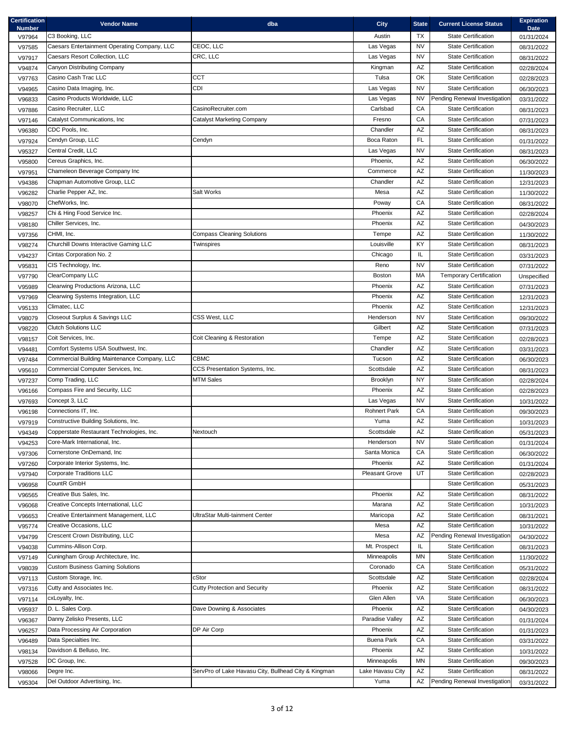| Certification Number | Vendor Name | dba | City | State | Current License Status | Expiration Date |
|---|---|---|---|---|---|---|
| V97964 | C3 Booking, LLC | | Austin | TX | State Certification | 01/31/2024 |
| V97585 | Caesars Entertainment Operating Company, LLC | CEOC, LLC | Las Vegas | NV | State Certification | 08/31/2022 |
| V97917 | Caesars Resort Collection, LLC | CRC, LLC | Las Vegas | NV | State Certification | 08/31/2022 |
| V94874 | Canyon Distributing Company | | Kingman | AZ | State Certification | 02/28/2024 |
| V97763 | Casino Cash Trac LLC | CCT | Tulsa | OK | State Certification | 02/28/2023 |
| V94965 | Casino Data Imaging, Inc. | CDI | Las Vegas | NV | State Certification | 06/30/2023 |
| V96833 | Casino Products Worldwide, LLC | | Las Vegas | NV | Pending Renewal Investigation | 03/31/2022 |
| V97886 | Casino Recruiter, LLC | CasinoRecruiter.com | Carlsbad | CA | State Certification | 08/31/2023 |
| V97146 | Catalyst Communications, Inc | Catalyst Marketing Company | Fresno | CA | State Certification | 07/31/2023 |
| V96380 | CDC Pools, Inc. | | Chandler | AZ | State Certification | 08/31/2023 |
| V97924 | Cendyn Group, LLC | Cendyn | Boca Raton | FL | State Certification | 01/31/2022 |
| V95327 | Central Credit, LLC | | Las Vegas | NV | State Certification | 08/31/2023 |
| V95800 | Cereus Graphics, Inc. | | Phoenix, | AZ | State Certification | 06/30/2022 |
| V97951 | Chameleon Beverage Company Inc | | Commerce | AZ | State Certification | 11/30/2023 |
| V94386 | Chapman Automotive Group, LLC | | Chandler | AZ | State Certification | 12/31/2023 |
| V96282 | Charlie Pepper AZ, Inc. | Salt Works | Mesa | AZ | State Certification | 11/30/2022 |
| V98070 | ChefWorks, Inc. | | Poway | CA | State Certification | 08/31/2022 |
| V98257 | Chi & Hing Food Service Inc. | | Phoenix | AZ | State Certification | 02/28/2024 |
| V98180 | Chiller Services, Inc. | | Phoenix | AZ | State Certification | 04/30/2023 |
| V97356 | CHMI, Inc. | Compass Cleaning Solutions | Tempe | AZ | State Certification | 11/30/2022 |
| V98274 | Churchill Downs Interactive Gaming LLC | Twinspires | Louisville | KY | State Certification | 08/31/2023 |
| V94237 | Cintas Corporation No. 2 | | Chicago | IL | State Certification | 03/31/2023 |
| V95831 | CIS Technology, Inc. | | Reno | NV | State Certification | 07/31/2022 |
| V97790 | ClearCompany LLC | | Boston | MA | Temporary Certification | Unspecified |
| V95989 | Clearwing Productions Arizona, LLC | | Phoenix | AZ | State Certification | 07/31/2023 |
| V97969 | Clearwing Systems Integration, LLC | | Phoenix | AZ | State Certification | 12/31/2023 |
| V95133 | Climatec, LLC | | Phoenix | AZ | State Certification | 12/31/2023 |
| V98079 | Closeout Surplus & Savings LLC | CSS West, LLC | Henderson | NV | State Certification | 09/30/2022 |
| V98220 | Clutch Solutions LLC | | Gilbert | AZ | State Certification | 07/31/2023 |
| V98157 | Coit Services, Inc. | Coit Cleaning & Restoration | Tempe | AZ | State Certification | 02/28/2023 |
| V94481 | Comfort Systems USA Southwest, Inc. | | Chandler | AZ | State Certification | 03/31/2023 |
| V97484 | Commercial Building Maintenance Company, LLC | CBMC | Tucson | AZ | State Certification | 06/30/2023 |
| V95610 | Commercial Computer Services, Inc. | CCS Presentation Systems, Inc. | Scottsdale | AZ | State Certification | 08/31/2023 |
| V97237 | Comp Trading, LLC | MTM Sales | Brooklyn | NY | State Certification | 02/28/2024 |
| V96166 | Compass Fire and Security, LLC | | Phoenix | AZ | State Certification | 02/28/2023 |
| V97693 | Concept 3, LLC | | Las Vegas | NV | State Certification | 10/31/2022 |
| V96198 | Connections IT, Inc. | | Rohnert Park | CA | State Certification | 09/30/2023 |
| V97919 | Constructive Building Solutions, Inc. | | Yuma | AZ | State Certification | 10/31/2023 |
| V94349 | Copperstate Restaurant Technologies, Inc. | Nextouch | Scottsdale | AZ | State Certification | 05/31/2023 |
| V94253 | Core-Mark International, Inc. | | Henderson | NV | State Certification | 01/31/2024 |
| V97306 | Cornerstone OnDemand, Inc | | Santa Monica | CA | State Certification | 06/30/2022 |
| V97260 | Corporate Interior Systems, Inc. | | Phoenix | AZ | State Certification | 01/31/2024 |
| V97940 | Corporate Traditions LLC | | Pleasant Grove | UT | State Certification | 02/28/2023 |
| V96958 | CountR GmbH | | | | State Certification | 05/31/2023 |
| V96565 | Creative Bus Sales, Inc. | | Phoenix | AZ | State Certification | 08/31/2022 |
| V96068 | Creative Concepts International, LLC | | Marana | AZ | State Certification | 10/31/2023 |
| V96653 | Creative Entertainment Management, LLC | UltraStar Multi-tainment Center | Maricopa | AZ | State Certification | 08/31/2021 |
| V95774 | Creative Occasions, LLC | | Mesa | AZ | State Certification | 10/31/2022 |
| V94799 | Crescent Crown Distributing, LLC | | Mesa | AZ | Pending Renewal Investigation | 04/30/2022 |
| V94038 | Cummins-Allison Corp. | | Mt. Prospect | IL | State Certification | 08/31/2023 |
| V97149 | Cuningham Group Architecture, Inc. | | Minneapolis | MN | State Certification | 11/30/2022 |
| V98039 | Custom Business Gaming Solutions | | Coronado | CA | State Certification | 05/31/2022 |
| V97113 | Custom Storage, Inc. | cStor | Scottsdale | AZ | State Certification | 02/28/2024 |
| V97316 | Cutty and Associates Inc. | Cutty Protection and Security | Phoenix | AZ | State Certification | 08/31/2022 |
| V97114 | cxLoyalty, Inc. | | Glen Allen | VA | State Certification | 06/30/2023 |
| V95937 | D. L. Sales Corp. | Dave Downing & Associates | Phoenix | AZ | State Certification | 04/30/2023 |
| V96367 | Danny Zelisko Presents, LLC | | Paradise Valley | AZ | State Certification | 01/31/2024 |
| V96257 | Data Processing Air Corporation | DP Air Corp | Phoenix | AZ | State Certification | 01/31/2023 |
| V96489 | Data Specialties Inc. | | Buena Park | CA | State Certification | 03/31/2022 |
| V98134 | Davidson & Belluso, Inc. | | Phoenix | AZ | State Certification | 10/31/2022 |
| V97528 | DC Group, Inc. | | Minneapolis | MN | State Certification | 09/30/2023 |
| V98066 | Degre Inc. | ServPro of Lake Havasu City, Bullhead City & Kingman | Lake Havasu City | AZ | State Certification | 08/31/2022 |
| V95304 | Del Outdoor Advertising, Inc. | | Yuma | AZ | Pending Renewal Investigation | 03/31/2022 |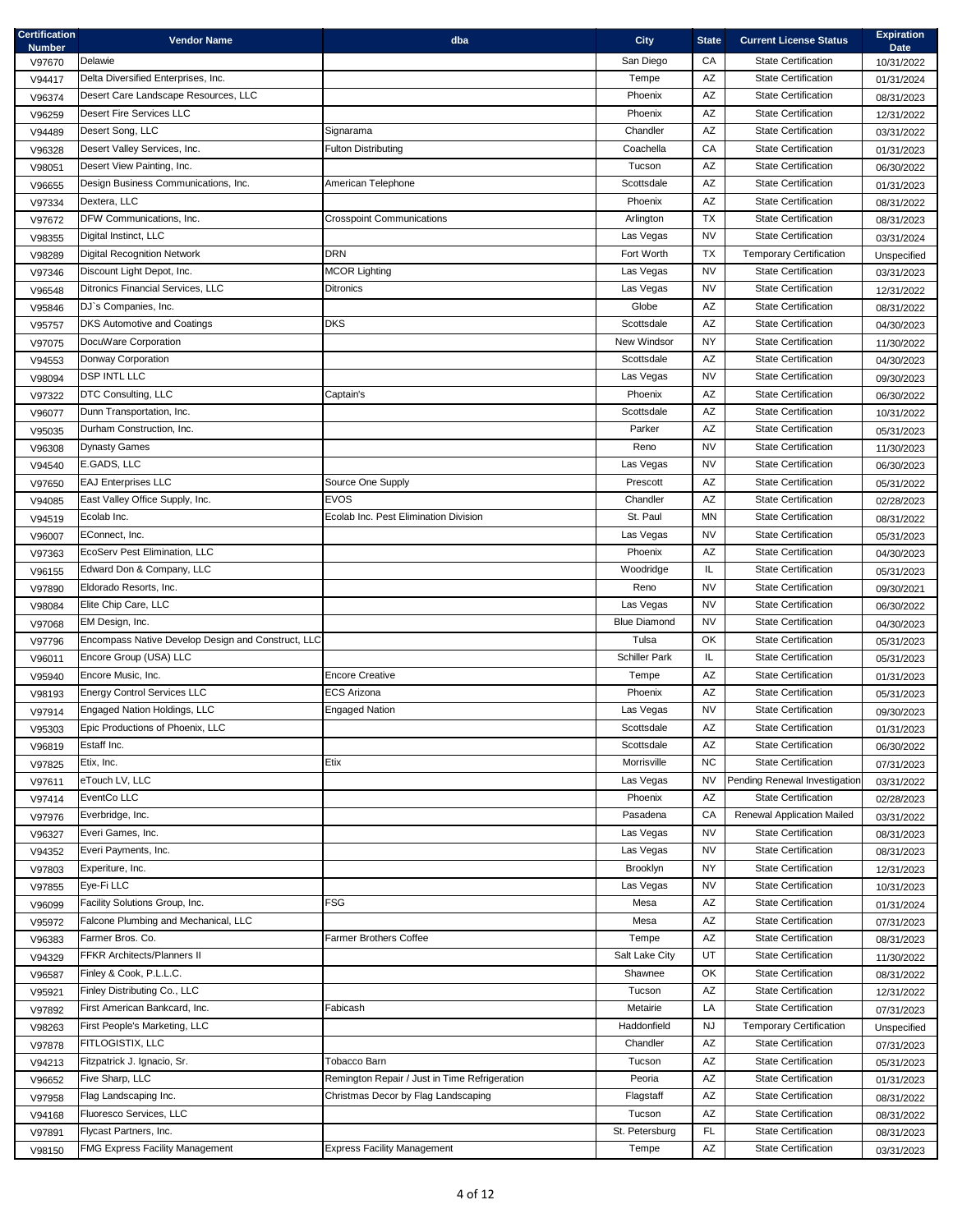| Certification Number | Vendor Name | dba | City | State | Current License Status | Expiration Date |
|---|---|---|---|---|---|---|
| V97670 | Delawie | | San Diego | CA | State Certification | 10/31/2022 |
| V94417 | Delta Diversified Enterprises, Inc. | | Tempe | AZ | State Certification | 01/31/2024 |
| V96374 | Desert Care Landscape Resources, LLC | | Phoenix | AZ | State Certification | 08/31/2023 |
| V96259 | Desert Fire Services LLC | | Phoenix | AZ | State Certification | 12/31/2022 |
| V94489 | Desert Song, LLC | Signarama | Chandler | AZ | State Certification | 03/31/2022 |
| V96328 | Desert Valley Services, Inc. | Fulton Distributing | Coachella | CA | State Certification | 01/31/2023 |
| V98051 | Desert View Painting, Inc. | | Tucson | AZ | State Certification | 06/30/2022 |
| V96655 | Design Business Communications, Inc. | American Telephone | Scottsdale | AZ | State Certification | 01/31/2023 |
| V97334 | Dextera, LLC | | Phoenix | AZ | State Certification | 08/31/2022 |
| V97672 | DFW Communications, Inc. | Crosspoint Communications | Arlington | TX | State Certification | 08/31/2023 |
| V98355 | Digital Instinct, LLC | | Las Vegas | NV | State Certification | 03/31/2024 |
| V98289 | Digital Recognition Network | DRN | Fort Worth | TX | Temporary Certification | Unspecified |
| V97346 | Discount Light Depot, Inc. | MCOR Lighting | Las Vegas | NV | State Certification | 03/31/2023 |
| V96548 | Ditronics Financial Services, LLC | Ditronics | Las Vegas | NV | State Certification | 12/31/2022 |
| V95846 | DJ`s Companies, Inc. | | Globe | AZ | State Certification | 08/31/2022 |
| V95757 | DKS Automotive and Coatings | DKS | Scottsdale | AZ | State Certification | 04/30/2023 |
| V97075 | DocuWare Corporation | | New Windsor | NY | State Certification | 11/30/2022 |
| V94553 | Donway Corporation | | Scottsdale | AZ | State Certification | 04/30/2023 |
| V98094 | DSP INTL LLC | | Las Vegas | NV | State Certification | 09/30/2023 |
| V97322 | DTC Consulting, LLC | Captain's | Phoenix | AZ | State Certification | 06/30/2022 |
| V96077 | Dunn Transportation, Inc. | | Scottsdale | AZ | State Certification | 10/31/2022 |
| V95035 | Durham Construction, Inc. | | Parker | AZ | State Certification | 05/31/2023 |
| V96308 | Dynasty Games | | Reno | NV | State Certification | 11/30/2023 |
| V94540 | E.GADS, LLC | | Las Vegas | NV | State Certification | 06/30/2023 |
| V97650 | EAJ Enterprises LLC | Source One Supply | Prescott | AZ | State Certification | 05/31/2022 |
| V94085 | East Valley Office Supply, Inc. | EVOS | Chandler | AZ | State Certification | 02/28/2023 |
| V94519 | Ecolab Inc. | Ecolab Inc. Pest Elimination Division | St. Paul | MN | State Certification | 08/31/2022 |
| V96007 | EConnect, Inc. | | Las Vegas | NV | State Certification | 05/31/2023 |
| V97363 | EcoServ Pest Elimination, LLC | | Phoenix | AZ | State Certification | 04/30/2023 |
| V96155 | Edward Don & Company, LLC | | Woodridge | IL | State Certification | 05/31/2023 |
| V97890 | Eldorado Resorts, Inc. | | Reno | NV | State Certification | 09/30/2021 |
| V98084 | Elite Chip Care, LLC | | Las Vegas | NV | State Certification | 06/30/2022 |
| V97068 | EM Design, Inc. | | Blue Diamond | NV | State Certification | 04/30/2023 |
| V97796 | Encompass Native Develop Design and Construct, LLC | | Tulsa | OK | State Certification | 05/31/2023 |
| V96011 | Encore Group (USA) LLC | | Schiller Park | IL | State Certification | 05/31/2023 |
| V95940 | Encore Music, Inc. | Encore Creative | Tempe | AZ | State Certification | 01/31/2023 |
| V98193 | Energy Control Services LLC | ECS Arizona | Phoenix | AZ | State Certification | 05/31/2023 |
| V97914 | Engaged Nation Holdings, LLC | Engaged Nation | Las Vegas | NV | State Certification | 09/30/2023 |
| V95303 | Epic Productions of Phoenix, LLC | | Scottsdale | AZ | State Certification | 01/31/2023 |
| V96819 | Estaff Inc. | | Scottsdale | AZ | State Certification | 06/30/2022 |
| V97825 | Etix, Inc. | Etix | Morrisville | NC | State Certification | 07/31/2023 |
| V97611 | eTouch LV, LLC | | Las Vegas | NV | Pending Renewal Investigation | 03/31/2022 |
| V97414 | EventCo LLC | | Phoenix | AZ | State Certification | 02/28/2023 |
| V97976 | Everbridge, Inc. | | Pasadena | CA | Renewal Application Mailed | 03/31/2022 |
| V96327 | Everi Games, Inc. | | Las Vegas | NV | State Certification | 08/31/2023 |
| V94352 | Everi Payments, Inc. | | Las Vegas | NV | State Certification | 08/31/2023 |
| V97803 | Experiture, Inc. | | Brooklyn | NY | State Certification | 12/31/2023 |
| V97855 | Eye-Fi LLC | | Las Vegas | NV | State Certification | 10/31/2023 |
| V96099 | Facility Solutions Group, Inc. | FSG | Mesa | AZ | State Certification | 01/31/2024 |
| V95972 | Falcone Plumbing and Mechanical, LLC | | Mesa | AZ | State Certification | 07/31/2023 |
| V96383 | Farmer Bros. Co. | Farmer Brothers Coffee | Tempe | AZ | State Certification | 08/31/2023 |
| V94329 | FFKR Architects/Planners II | | Salt Lake City | UT | State Certification | 11/30/2022 |
| V96587 | Finley & Cook, P.L.L.C. | | Shawnee | OK | State Certification | 08/31/2022 |
| V95921 | Finley Distributing Co., LLC | | Tucson | AZ | State Certification | 12/31/2022 |
| V97892 | First American Bankcard, Inc. | Fabicash | Metairie | LA | State Certification | 07/31/2023 |
| V98263 | First People's Marketing, LLC | | Haddonfield | NJ | Temporary Certification | Unspecified |
| V97878 | FITLOGISTIX, LLC | | Chandler | AZ | State Certification | 07/31/2023 |
| V94213 | Fitzpatrick J. Ignacio, Sr. | Tobacco Barn | Tucson | AZ | State Certification | 05/31/2023 |
| V96652 | Five Sharp, LLC | Remington Repair / Just in Time Refrigeration | Peoria | AZ | State Certification | 01/31/2023 |
| V97958 | Flag Landscaping Inc. | Christmas Decor by Flag Landscaping | Flagstaff | AZ | State Certification | 08/31/2022 |
| V94168 | Fluoresco Services, LLC | | Tucson | AZ | State Certification | 08/31/2022 |
| V97891 | Flycast Partners, Inc. | | St. Petersburg | FL | State Certification | 08/31/2023 |
| V98150 | FMG Express Facility Management | Express Facility Management | Tempe | AZ | State Certification | 03/31/2023 |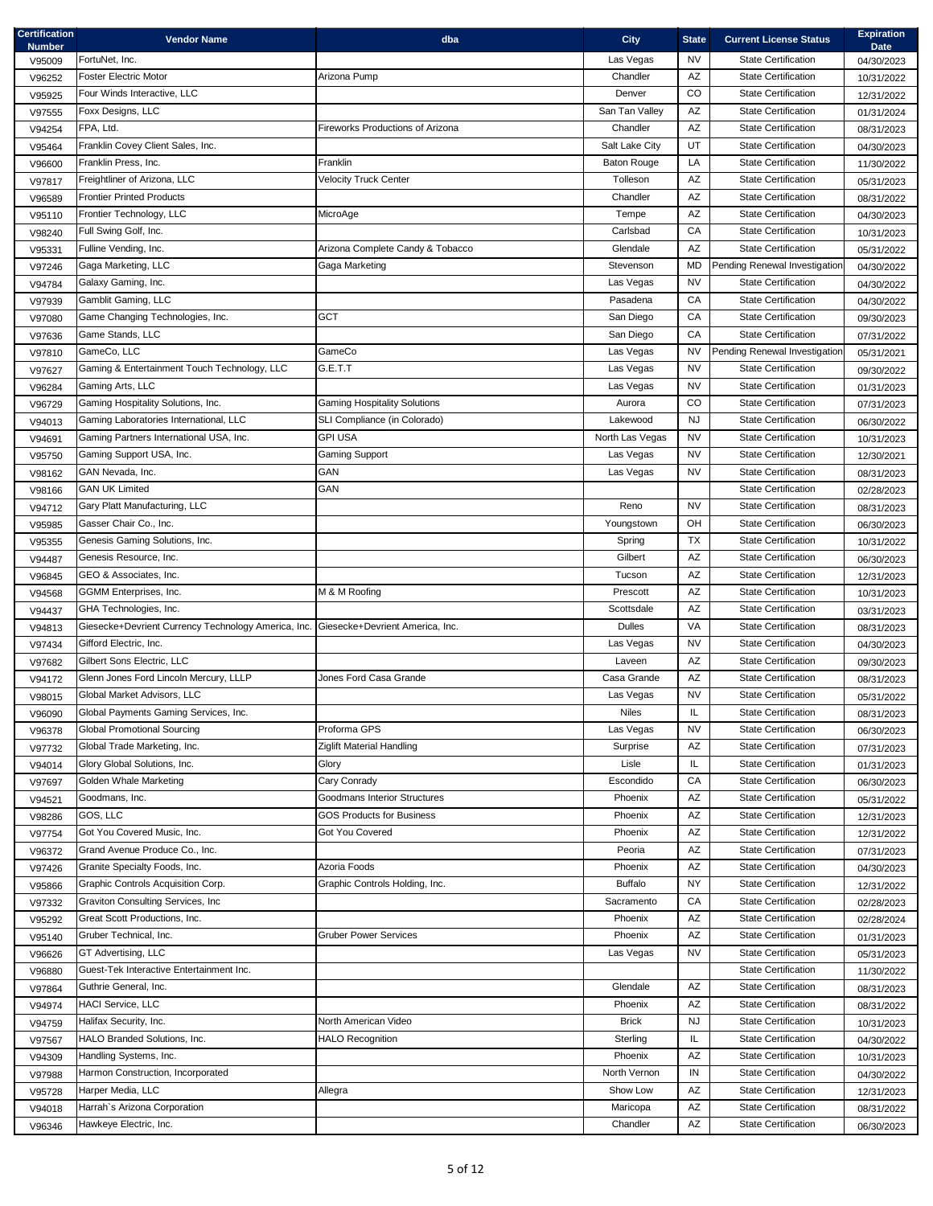| Certification Number | Vendor Name | dba | City | State | Current License Status | Expiration Date |
|---|---|---|---|---|---|---|
| V95009 | FortuNet, Inc. | | Las Vegas | NV | State Certification | 04/30/2023 |
| V96252 | Foster Electric Motor | Arizona Pump | Chandler | AZ | State Certification | 10/31/2022 |
| V95925 | Four Winds Interactive, LLC | | Denver | CO | State Certification | 12/31/2022 |
| V97555 | Foxx Designs, LLC | | San Tan Valley | AZ | State Certification | 01/31/2024 |
| V94254 | FPA, Ltd. | Fireworks Productions of Arizona | Chandler | AZ | State Certification | 08/31/2023 |
| V95464 | Franklin Covey Client Sales, Inc. | | Salt Lake City | UT | State Certification | 04/30/2023 |
| V96600 | Franklin Press, Inc. | Franklin | Baton Rouge | LA | State Certification | 11/30/2022 |
| V97817 | Freightliner of Arizona, LLC | Velocity Truck Center | Tolleson | AZ | State Certification | 05/31/2023 |
| V96589 | Frontier Printed Products | | Chandler | AZ | State Certification | 08/31/2022 |
| V95110 | Frontier Technology, LLC | MicroAge | Tempe | AZ | State Certification | 04/30/2023 |
| V98240 | Full Swing Golf, Inc. | | Carlsbad | CA | State Certification | 10/31/2023 |
| V95331 | Fulline Vending, Inc. | Arizona Complete Candy & Tobacco | Glendale | AZ | State Certification | 05/31/2022 |
| V97246 | Gaga Marketing, LLC | Gaga Marketing | Stevenson | MD | Pending Renewal Investigation | 04/30/2022 |
| V94784 | Galaxy Gaming, Inc. | | Las Vegas | NV | State Certification | 04/30/2022 |
| V97939 | Gamblit Gaming, LLC | | Pasadena | CA | State Certification | 04/30/2022 |
| V97080 | Game Changing Technologies, Inc. | GCT | San Diego | CA | State Certification | 09/30/2023 |
| V97636 | Game Stands, LLC | | San Diego | CA | State Certification | 07/31/2022 |
| V97810 | GameCo, LLC | GameCo | Las Vegas | NV | Pending Renewal Investigation | 05/31/2021 |
| V97627 | Gaming & Entertainment Touch Technology, LLC | G.E.T.T | Las Vegas | NV | State Certification | 09/30/2022 |
| V96284 | Gaming Arts, LLC | | Las Vegas | NV | State Certification | 01/31/2023 |
| V96729 | Gaming Hospitality Solutions, Inc. | Gaming Hospitality Solutions | Aurora | CO | State Certification | 07/31/2023 |
| V94013 | Gaming Laboratories International, LLC | SLI Compliance (in Colorado) | Lakewood | NJ | State Certification | 06/30/2022 |
| V94691 | Gaming Partners International USA, Inc. | GPI USA | North Las Vegas | NV | State Certification | 10/31/2023 |
| V95750 | Gaming Support USA, Inc. | Gaming Support | Las Vegas | NV | State Certification | 12/30/2021 |
| V98162 | GAN Nevada, Inc. | GAN | Las Vegas | NV | State Certification | 08/31/2023 |
| V98166 | GAN UK Limited | GAN | | | State Certification | 02/28/2023 |
| V94712 | Gary Platt Manufacturing, LLC | | Reno | NV | State Certification | 08/31/2023 |
| V95985 | Gasser Chair Co., Inc. | | Youngstown | OH | State Certification | 06/30/2023 |
| V95355 | Genesis Gaming Solutions, Inc. | | Spring | TX | State Certification | 10/31/2022 |
| V94487 | Genesis Resource, Inc. | | Gilbert | AZ | State Certification | 06/30/2023 |
| V96845 | GEO & Associates, Inc. | | Tucson | AZ | State Certification | 12/31/2023 |
| V94568 | GGMM Enterprises, Inc. | M & M Roofing | Prescott | AZ | State Certification | 10/31/2023 |
| V94437 | GHA Technologies, Inc. | | Scottsdale | AZ | State Certification | 03/31/2023 |
| V94813 | Giesecke+Devrient Currency Technology America, Inc. | Giesecke+Devrient America, Inc. | Dulles | VA | State Certification | 08/31/2023 |
| V97434 | Gifford Electric, Inc. | | Las Vegas | NV | State Certification | 04/30/2023 |
| V97682 | Gilbert Sons Electric, LLC | | Laveen | AZ | State Certification | 09/30/2023 |
| V94172 | Glenn Jones Ford Lincoln Mercury, LLLP | Jones Ford Casa Grande | Casa Grande | AZ | State Certification | 08/31/2023 |
| V98015 | Global Market Advisors, LLC | | Las Vegas | NV | State Certification | 05/31/2022 |
| V96090 | Global Payments Gaming Services, Inc. | | Niles | IL | State Certification | 08/31/2023 |
| V96378 | Global Promotional Sourcing | Proforma GPS | Las Vegas | NV | State Certification | 06/30/2023 |
| V97732 | Global Trade Marketing, Inc. | Ziglift Material Handling | Surprise | AZ | State Certification | 07/31/2023 |
| V94014 | Glory Global Solutions, Inc. | Glory | Lisle | IL | State Certification | 01/31/2023 |
| V97697 | Golden Whale Marketing | Cary Conrady | Escondido | CA | State Certification | 06/30/2023 |
| V94521 | Goodmans, Inc. | Goodmans Interior Structures | Phoenix | AZ | State Certification | 05/31/2022 |
| V98286 | GOS, LLC | GOS Products for Business | Phoenix | AZ | State Certification | 12/31/2023 |
| V97754 | Got You Covered Music, Inc. | Got You Covered | Phoenix | AZ | State Certification | 12/31/2022 |
| V96372 | Grand Avenue Produce Co., Inc. | | Peoria | AZ | State Certification | 07/31/2023 |
| V97426 | Granite Specialty Foods, Inc. | Azoria Foods | Phoenix | AZ | State Certification | 04/30/2023 |
| V95866 | Graphic Controls Acquisition Corp. | Graphic Controls Holding, Inc. | Buffalo | NY | State Certification | 12/31/2022 |
| V97332 | Graviton Consulting Services, Inc | | Sacramento | CA | State Certification | 02/28/2023 |
| V95292 | Great Scott Productions, Inc. | | Phoenix | AZ | State Certification | 02/28/2024 |
| V95140 | Gruber Technical, Inc. | Gruber Power Services | Phoenix | AZ | State Certification | 01/31/2023 |
| V96626 | GT Advertising, LLC | | Las Vegas | NV | State Certification | 05/31/2023 |
| V96880 | Guest-Tek Interactive Entertainment Inc. | | | | State Certification | 11/30/2022 |
| V97864 | Guthrie General, Inc. | | Glendale | AZ | State Certification | 08/31/2023 |
| V94974 | HACI Service, LLC | | Phoenix | AZ | State Certification | 08/31/2022 |
| V94759 | Halifax Security, Inc. | North American Video | Brick | NJ | State Certification | 10/31/2023 |
| V97567 | HALO Branded Solutions, Inc. | HALO Recognition | Sterling | IL | State Certification | 04/30/2022 |
| V94309 | Handling Systems, Inc. | | Phoenix | AZ | State Certification | 10/31/2023 |
| V97988 | Harmon Construction, Incorporated | | North Vernon | IN | State Certification | 04/30/2022 |
| V95728 | Harper Media, LLC | Allegra | Show Low | AZ | State Certification | 12/31/2023 |
| V94018 | Harrah`s Arizona Corporation | | Maricopa | AZ | State Certification | 08/31/2022 |
| V96346 | Hawkeye Electric, Inc. | | Chandler | AZ | State Certification | 06/30/2023 |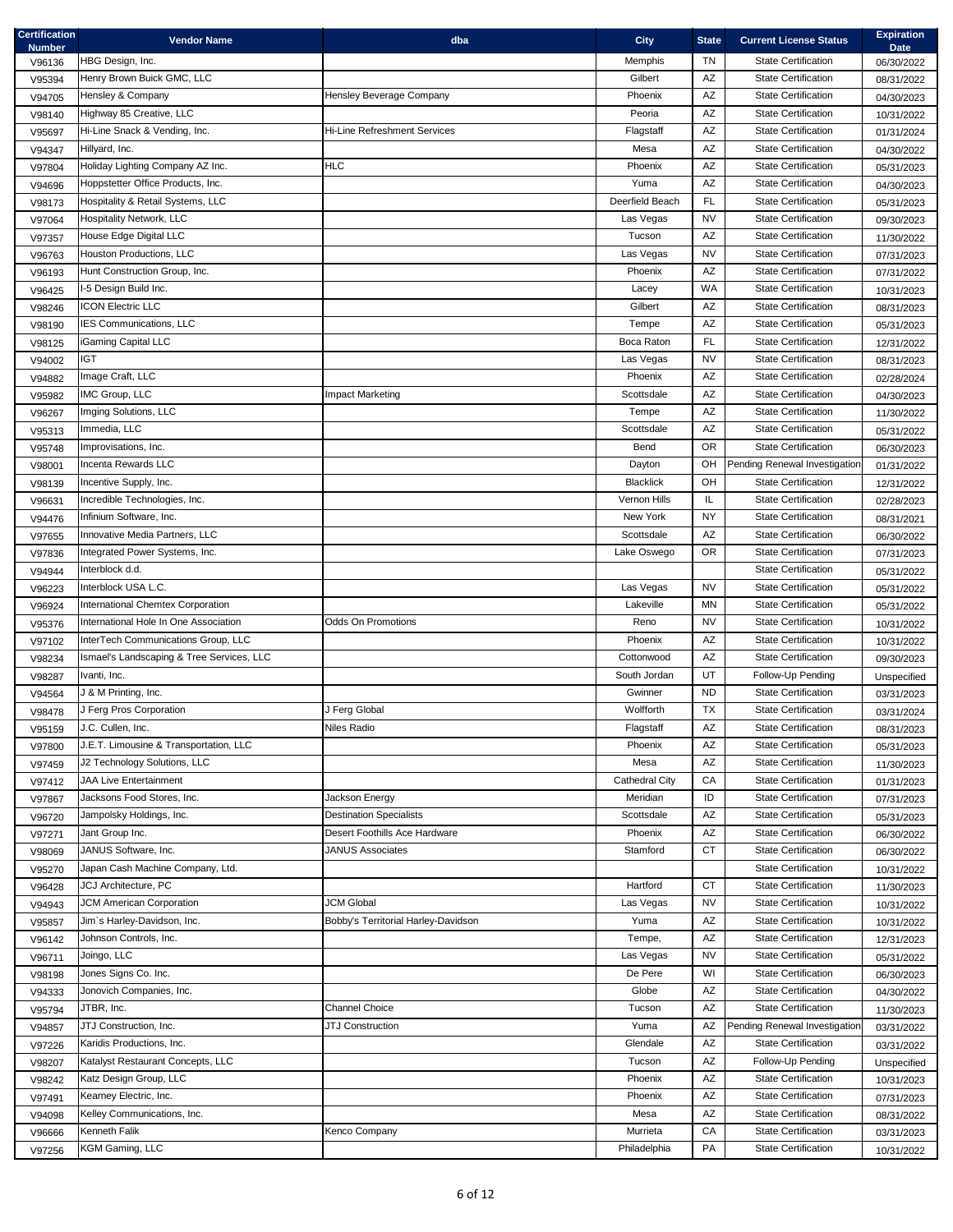| Certification Number | Vendor Name | dba | City | State | Current License Status | Expiration Date |
|---|---|---|---|---|---|---|
| V96136 | HBG Design, Inc. | | Memphis | TN | State Certification | 06/30/2022 |
| V95394 | Henry Brown Buick GMC, LLC | | Gilbert | AZ | State Certification | 08/31/2022 |
| V94705 | Hensley & Company | Hensley Beverage Company | Phoenix | AZ | State Certification | 04/30/2023 |
| V98140 | Highway 85 Creative, LLC | | Peoria | AZ | State Certification | 10/31/2022 |
| V95697 | Hi-Line Snack & Vending, Inc. | Hi-Line Refreshment Services | Flagstaff | AZ | State Certification | 01/31/2024 |
| V94347 | Hillyard, Inc. | | Mesa | AZ | State Certification | 04/30/2022 |
| V97804 | Holiday Lighting Company AZ Inc. | HLC | Phoenix | AZ | State Certification | 05/31/2023 |
| V94696 | Hoppstetter Office Products, Inc. | | Yuma | AZ | State Certification | 04/30/2023 |
| V98173 | Hospitality & Retail Systems, LLC | | Deerfield Beach | FL | State Certification | 05/31/2023 |
| V97064 | Hospitality Network, LLC | | Las Vegas | NV | State Certification | 09/30/2023 |
| V97357 | House Edge Digital LLC | | Tucson | AZ | State Certification | 11/30/2022 |
| V96763 | Houston Productions, LLC | | Las Vegas | NV | State Certification | 07/31/2023 |
| V96193 | Hunt Construction Group, Inc. | | Phoenix | AZ | State Certification | 07/31/2022 |
| V96425 | I-5 Design Build Inc. | | Lacey | WA | State Certification | 10/31/2023 |
| V98246 | ICON Electric LLC | | Gilbert | AZ | State Certification | 08/31/2023 |
| V98190 | IES Communications, LLC | | Tempe | AZ | State Certification | 05/31/2023 |
| V98125 | iGaming Capital LLC | | Boca Raton | FL | State Certification | 12/31/2022 |
| V94002 | IGT | | Las Vegas | NV | State Certification | 08/31/2023 |
| V94882 | Image Craft, LLC | | Phoenix | AZ | State Certification | 02/28/2024 |
| V95982 | IMC Group, LLC | Impact Marketing | Scottsdale | AZ | State Certification | 04/30/2023 |
| V96267 | Imging Solutions, LLC | | Tempe | AZ | State Certification | 11/30/2022 |
| V95313 | Immedia, LLC | | Scottsdale | AZ | State Certification | 05/31/2022 |
| V95748 | Improvisations, Inc. | | Bend | OR | State Certification | 06/30/2023 |
| V98001 | Incenta Rewards LLC | | Dayton | OH | Pending Renewal Investigation | 01/31/2022 |
| V98139 | Incentive Supply, Inc. | | Blacklick | OH | State Certification | 12/31/2022 |
| V96631 | Incredible Technologies, Inc. | | Vernon Hills | IL | State Certification | 02/28/2023 |
| V94476 | Infinium Software, Inc. | | New York | NY | State Certification | 08/31/2021 |
| V97655 | Innovative Media Partners, LLC | | Scottsdale | AZ | State Certification | 06/30/2022 |
| V97836 | Integrated Power Systems, Inc. | | Lake Oswego | OR | State Certification | 07/31/2023 |
| V94944 | Interblock d.d. | | | | State Certification | 05/31/2022 |
| V96223 | Interblock USA L.C. | | Las Vegas | NV | State Certification | 05/31/2022 |
| V96924 | International Chemtex Corporation | | Lakeville | MN | State Certification | 05/31/2022 |
| V95376 | International Hole In One Association | Odds On Promotions | Reno | NV | State Certification | 10/31/2022 |
| V97102 | InterTech Communications Group, LLC | | Phoenix | AZ | State Certification | 10/31/2022 |
| V98234 | Ismael's Landscaping & Tree Services, LLC | | Cottonwood | AZ | State Certification | 09/30/2023 |
| V98287 | Ivanti, Inc. | | South Jordan | UT | Follow-Up Pending | Unspecified |
| V94564 | J & M Printing, Inc. | | Gwinner | ND | State Certification | 03/31/2023 |
| V98478 | J Ferg Pros Corporation | J Ferg Global | Wolfforth | TX | State Certification | 03/31/2024 |
| V95159 | J.C. Cullen, Inc. | Niles Radio | Flagstaff | AZ | State Certification | 08/31/2023 |
| V97800 | J.E.T. Limousine & Transportation, LLC | | Phoenix | AZ | State Certification | 05/31/2023 |
| V97459 | J2 Technology Solutions, LLC | | Mesa | AZ | State Certification | 11/30/2023 |
| V97412 | JAA Live Entertainment | | Cathedral City | CA | State Certification | 01/31/2023 |
| V97867 | Jacksons Food Stores, Inc. | Jackson Energy | Meridian | ID | State Certification | 07/31/2023 |
| V96720 | Jampolsky Holdings, Inc. | Destination Specialists | Scottsdale | AZ | State Certification | 05/31/2023 |
| V97271 | Jant Group Inc. | Desert Foothills Ace Hardware | Phoenix | AZ | State Certification | 06/30/2022 |
| V98069 | JANUS Software, Inc. | JANUS Associates | Stamford | CT | State Certification | 06/30/2022 |
| V95270 | Japan Cash Machine Company, Ltd. | | | | State Certification | 10/31/2022 |
| V96428 | JCJ Architecture, PC | | Hartford | CT | State Certification | 11/30/2023 |
| V94943 | JCM American Corporation | JCM Global | Las Vegas | NV | State Certification | 10/31/2022 |
| V95857 | Jim`s Harley-Davidson, Inc. | Bobby's Territorial Harley-Davidson | Yuma | AZ | State Certification | 10/31/2022 |
| V96142 | Johnson Controls, Inc. | | Tempe, | AZ | State Certification | 12/31/2023 |
| V96711 | Joingo, LLC | | Las Vegas | NV | State Certification | 05/31/2022 |
| V98198 | Jones Signs Co. Inc. | | De Pere | WI | State Certification | 06/30/2023 |
| V94333 | Jonovich Companies, Inc. | | Globe | AZ | State Certification | 04/30/2022 |
| V95794 | JTBR, Inc. | Channel Choice | Tucson | AZ | State Certification | 11/30/2023 |
| V94857 | JTJ Construction, Inc. | JTJ Construction | Yuma | AZ | Pending Renewal Investigation | 03/31/2022 |
| V97226 | Karidis Productions, Inc. | | Glendale | AZ | State Certification | 03/31/2022 |
| V98207 | Katalyst Restaurant Concepts, LLC | | Tucson | AZ | Follow-Up Pending | Unspecified |
| V98242 | Katz Design Group, LLC | | Phoenix | AZ | State Certification | 10/31/2023 |
| V97491 | Kearney Electric, Inc. | | Phoenix | AZ | State Certification | 07/31/2023 |
| V94098 | Kelley Communications, Inc. | | Mesa | AZ | State Certification | 08/31/2022 |
| V96666 | Kenneth Falik | Kenco Company | Murrieta | CA | State Certification | 03/31/2023 |
| V97256 | KGM Gaming, LLC | | Philadelphia | PA | State Certification | 10/31/2022 |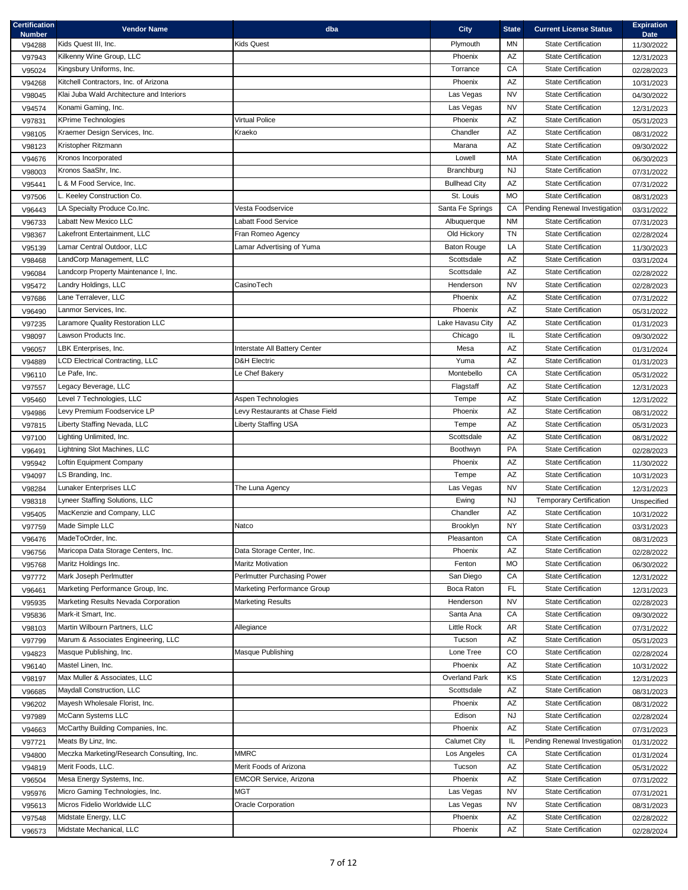| Certification Number | Vendor Name | dba | City | State | Current License Status | Expiration Date |
|---|---|---|---|---|---|---|
| V94288 | Kids Quest III, Inc. | Kids Quest | Plymouth | MN | State Certification | 11/30/2022 |
| V97943 | Kilkenny Wine Group, LLC | | Phoenix | AZ | State Certification | 12/31/2023 |
| V95024 | Kingsbury Uniforms, Inc. | | Torrance | CA | State Certification | 02/28/2023 |
| V94268 | Kitchell Contractors, Inc. of Arizona | | Phoenix | AZ | State Certification | 10/31/2023 |
| V98045 | Klai Juba Wald Architecture and Interiors | | Las Vegas | NV | State Certification | 04/30/2022 |
| V94574 | Konami Gaming, Inc. | | Las Vegas | NV | State Certification | 12/31/2023 |
| V97831 | KPrime Technologies | Virtual Police | Phoenix | AZ | State Certification | 05/31/2023 |
| V98105 | Kraemer Design Services, Inc. | Kraeko | Chandler | AZ | State Certification | 08/31/2022 |
| V98123 | Kristopher Ritzmann | | Marana | AZ | State Certification | 09/30/2022 |
| V94676 | Kronos Incorporated | | Lowell | MA | State Certification | 06/30/2023 |
| V98003 | Kronos SaaShr, Inc. | | Branchburg | NJ | State Certification | 07/31/2022 |
| V95441 | L & M Food Service, Inc. | | Bullhead City | AZ | State Certification | 07/31/2022 |
| V97506 | L. Keeley Construction Co. | | St. Louis | MO | State Certification | 08/31/2023 |
| V96443 | LA Specialty Produce Co.Inc. | Vesta Foodservice | Santa Fe Springs | CA | Pending Renewal Investigation | 03/31/2022 |
| V96733 | Labatt New Mexico LLC | Labatt Food Service | Albuquerque | NM | State Certification | 07/31/2023 |
| V98367 | Lakefront Entertainment, LLC | Fran Romeo Agency | Old Hickory | TN | State Certification | 02/28/2024 |
| V95139 | Lamar Central Outdoor, LLC | Lamar Advertising of Yuma | Baton Rouge | LA | State Certification | 11/30/2023 |
| V98468 | LandCorp Management, LLC | | Scottsdale | AZ | State Certification | 03/31/2024 |
| V96084 | Landcorp Property Maintenance I, Inc. | | Scottsdale | AZ | State Certification | 02/28/2022 |
| V95472 | Landry Holdings, LLC | CasinoTech | Henderson | NV | State Certification | 02/28/2023 |
| V97686 | Lane Terralever, LLC | | Phoenix | AZ | State Certification | 07/31/2022 |
| V96490 | Lanmor Services, Inc. | | Phoenix | AZ | State Certification | 05/31/2022 |
| V97235 | Laramore Quality Restoration LLC | | Lake Havasu City | AZ | State Certification | 01/31/2023 |
| V98097 | Lawson Products Inc. | | Chicago | IL | State Certification | 09/30/2022 |
| V96057 | LBK Enterprises, Inc. | Interstate All Battery Center | Mesa | AZ | State Certification | 01/31/2024 |
| V94889 | LCD Electrical Contracting, LLC | D&H Electric | Yuma | AZ | State Certification | 01/31/2023 |
| V96110 | Le Pafe, Inc. | Le Chef Bakery | Montebello | CA | State Certification | 05/31/2022 |
| V97557 | Legacy Beverage, LLC | | Flagstaff | AZ | State Certification | 12/31/2023 |
| V95460 | Level 7 Technologies, LLC | Aspen Technologies | Tempe | AZ | State Certification | 12/31/2022 |
| V94986 | Levy Premium Foodservice LP | Levy Restaurants at Chase Field | Phoenix | AZ | State Certification | 08/31/2022 |
| V97815 | Liberty Staffing Nevada, LLC | Liberty Staffing USA | Tempe | AZ | State Certification | 05/31/2023 |
| V97100 | Lighting Unlimited, Inc. | | Scottsdale | AZ | State Certification | 08/31/2022 |
| V96491 | Lightning Slot Machines, LLC | | Boothwyn | PA | State Certification | 02/28/2023 |
| V95942 | Loftin Equipment Company | | Phoenix | AZ | State Certification | 11/30/2022 |
| V94097 | LS Branding, Inc. | | Tempe | AZ | State Certification | 10/31/2023 |
| V98284 | Lunaker Enterprises LLC | The Luna Agency | Las Vegas | NV | State Certification | 12/31/2023 |
| V98318 | Lyneer Staffing Solutions, LLC | | Ewing | NJ | Temporary Certification | Unspecified |
| V95405 | MacKenzie and Company, LLC | | Chandler | AZ | State Certification | 10/31/2022 |
| V97759 | Made Simple LLC | Natco | Brooklyn | NY | State Certification | 03/31/2023 |
| V96476 | MadeToOrder, Inc. | | Pleasanton | CA | State Certification | 08/31/2023 |
| V96756 | Maricopa Data Storage Centers, Inc. | Data Storage Center, Inc. | Phoenix | AZ | State Certification | 02/28/2022 |
| V95768 | Maritz Holdings Inc. | Maritz Motivation | Fenton | MO | State Certification | 06/30/2022 |
| V97772 | Mark Joseph Perlmutter | Perlmutter Purchasing Power | San Diego | CA | State Certification | 12/31/2022 |
| V96461 | Marketing Performance Group, Inc. | Marketing Performance Group | Boca Raton | FL | State Certification | 12/31/2023 |
| V95935 | Marketing Results Nevada Corporation | Marketing Results | Henderson | NV | State Certification | 02/28/2023 |
| V95836 | Mark-it Smart, Inc. | | Santa Ana | CA | State Certification | 09/30/2022 |
| V98103 | Martin Wilbourn Partners, LLC | Allegiance | Little Rock | AR | State Certification | 07/31/2022 |
| V97799 | Marum & Associates Engineering, LLC | | Tucson | AZ | State Certification | 05/31/2023 |
| V94823 | Masque Publishing, Inc. | Masque Publishing | Lone Tree | CO | State Certification | 02/28/2024 |
| V96140 | Mastel Linen, Inc. | | Phoenix | AZ | State Certification | 10/31/2022 |
| V98197 | Max Muller & Associates, LLC | | Overland Park | KS | State Certification | 12/31/2023 |
| V96685 | Maydall Construction, LLC | | Scottsdale | AZ | State Certification | 08/31/2023 |
| V96202 | Mayesh Wholesale Florist, Inc. | | Phoenix | AZ | State Certification | 08/31/2022 |
| V97989 | McCann Systems LLC | | Edison | NJ | State Certification | 02/28/2024 |
| V94663 | McCarthy Building Companies, Inc. | | Phoenix | AZ | State Certification | 07/31/2023 |
| V97721 | Meats By Linz, Inc. | | Calumet City | IL | Pending Renewal Investigation | 01/31/2022 |
| V94800 | Meczka Marketing/Research Consulting, Inc. | MMRC | Los Angeles | CA | State Certification | 01/31/2024 |
| V94819 | Merit Foods, LLC. | Merit Foods of Arizona | Tucson | AZ | State Certification | 05/31/2022 |
| V96504 | Mesa Energy Systems, Inc. | EMCOR Service, Arizona | Phoenix | AZ | State Certification | 07/31/2022 |
| V95976 | Micro Gaming Technologies, Inc. | MGT | Las Vegas | NV | State Certification | 07/31/2021 |
| V95613 | Micros Fidelio Worldwide LLC | Oracle Corporation | Las Vegas | NV | State Certification | 08/31/2023 |
| V97548 | Midstate Energy, LLC | | Phoenix | AZ | State Certification | 02/28/2022 |
| V96573 | Midstate Mechanical, LLC | | Phoenix | AZ | State Certification | 02/28/2024 |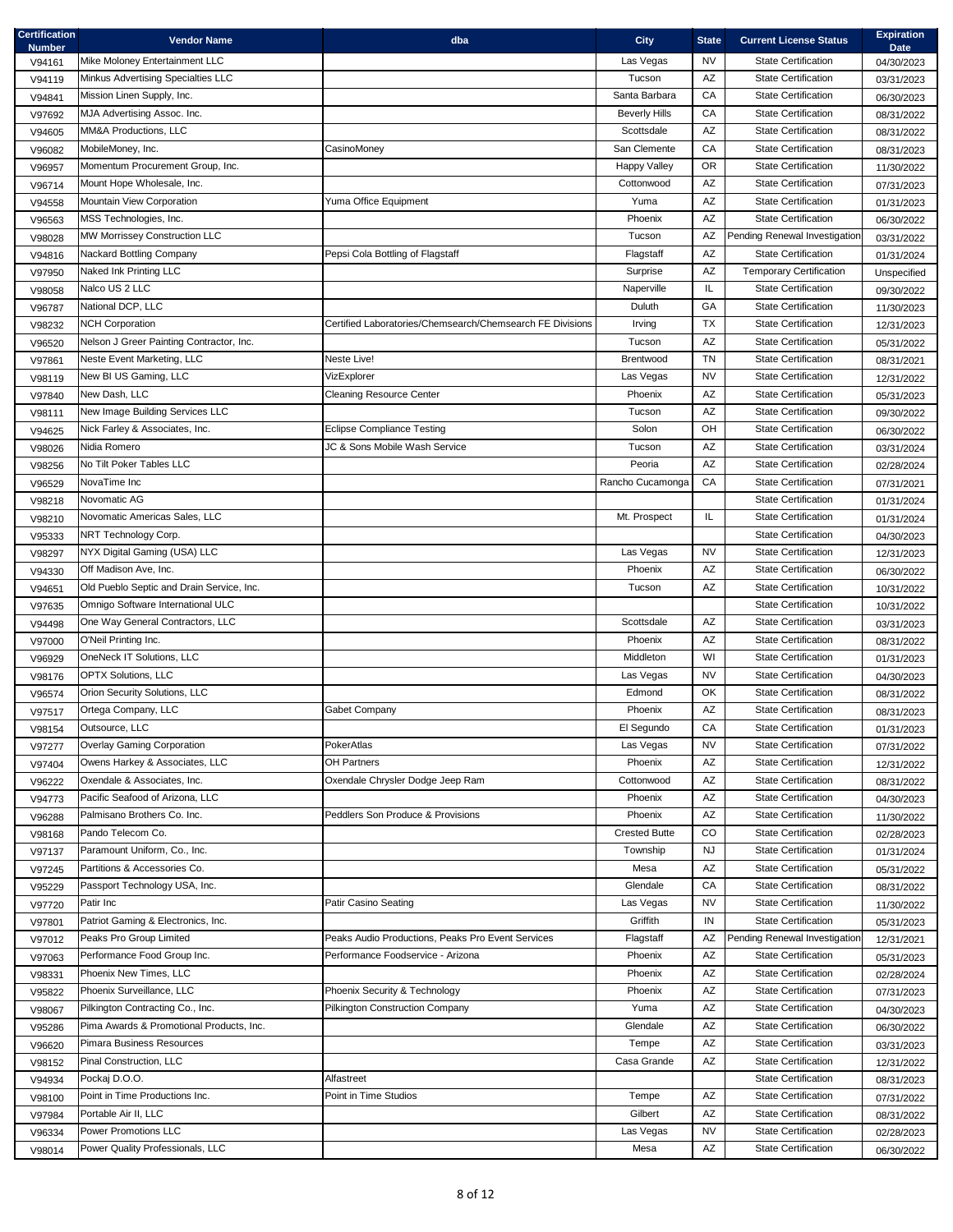| Certification Number | Vendor Name | dba | City | State | Current License Status | Expiration Date |
|---|---|---|---|---|---|---|
| V94161 | Mike Moloney Entertainment LLC | | Las Vegas | NV | State Certification | 04/30/2023 |
| V94119 | Minkus Advertising Specialties LLC | | Tucson | AZ | State Certification | 03/31/2023 |
| V94841 | Mission Linen Supply, Inc. | | Santa Barbara | CA | State Certification | 06/30/2023 |
| V97692 | MJA Advertising Assoc. Inc. | | Beverly Hills | CA | State Certification | 08/31/2022 |
| V94605 | MM&A Productions, LLC | | Scottsdale | AZ | State Certification | 08/31/2022 |
| V96082 | MobileMoney, Inc. | CasinoMoney | San Clemente | CA | State Certification | 08/31/2023 |
| V96957 | Momentum Procurement Group, Inc. | | Happy Valley | OR | State Certification | 11/30/2022 |
| V96714 | Mount Hope Wholesale, Inc. | | Cottonwood | AZ | State Certification | 07/31/2023 |
| V94558 | Mountain View Corporation | Yuma Office Equipment | Yuma | AZ | State Certification | 01/31/2023 |
| V96563 | MSS Technologies, Inc. | | Phoenix | AZ | State Certification | 06/30/2022 |
| V98028 | MW Morrissey Construction LLC | | Tucson | AZ | Pending Renewal Investigation | 03/31/2022 |
| V94816 | Nackard Bottling Company | Pepsi Cola Bottling of Flagstaff | Flagstaff | AZ | State Certification | 01/31/2024 |
| V97950 | Naked Ink Printing LLC | | Surprise | AZ | Temporary Certification | Unspecified |
| V98058 | Nalco US 2 LLC | | Naperville | IL | State Certification | 09/30/2022 |
| V96787 | National DCP, LLC | | Duluth | GA | State Certification | 11/30/2023 |
| V98232 | NCH Corporation | Certified Laboratories/Chemsearch/Chemsearch FE Divisions | Irving | TX | State Certification | 12/31/2023 |
| V96520 | Nelson J Greer Painting Contractor, Inc. | | Tucson | AZ | State Certification | 05/31/2022 |
| V97861 | Neste Event Marketing, LLC | Neste Live! | Brentwood | TN | State Certification | 08/31/2021 |
| V98119 | New BI US Gaming, LLC | VizExplorer | Las Vegas | NV | State Certification | 12/31/2022 |
| V97840 | New Dash, LLC | Cleaning Resource Center | Phoenix | AZ | State Certification | 05/31/2023 |
| V98111 | New Image Building Services LLC | | Tucson | AZ | State Certification | 09/30/2022 |
| V94625 | Nick Farley & Associates, Inc. | Eclipse Compliance Testing | Solon | OH | State Certification | 06/30/2022 |
| V98026 | Nidia Romero | JC & Sons Mobile Wash Service | Tucson | AZ | State Certification | 03/31/2024 |
| V98256 | No Tilt Poker Tables LLC | | Peoria | AZ | State Certification | 02/28/2024 |
| V96529 | NovaTime Inc | | Rancho Cucamonga | CA | State Certification | 07/31/2021 |
| V98218 | Novomatic AG | | | | State Certification | 01/31/2024 |
| V98210 | Novomatic Americas Sales, LLC | | Mt. Prospect | IL | State Certification | 01/31/2024 |
| V95333 | NRT Technology Corp. | | | | State Certification | 04/30/2023 |
| V98297 | NYX Digital Gaming (USA) LLC | | Las Vegas | NV | State Certification | 12/31/2023 |
| V94330 | Off Madison Ave, Inc. | | Phoenix | AZ | State Certification | 06/30/2022 |
| V94651 | Old Pueblo Septic and Drain Service, Inc. | | Tucson | AZ | State Certification | 10/31/2022 |
| V97635 | Omnigo Software International ULC | | | | State Certification | 10/31/2022 |
| V94498 | One Way General Contractors, LLC | | Scottsdale | AZ | State Certification | 03/31/2023 |
| V97000 | O'Neil Printing Inc. | | Phoenix | AZ | State Certification | 08/31/2022 |
| V96929 | OneNeck IT Solutions, LLC | | Middleton | WI | State Certification | 01/31/2023 |
| V98176 | OPTX Solutions, LLC | | Las Vegas | NV | State Certification | 04/30/2023 |
| V96574 | Orion Security Solutions, LLC | | Edmond | OK | State Certification | 08/31/2022 |
| V97517 | Ortega Company, LLC | Gabet Company | Phoenix | AZ | State Certification | 08/31/2023 |
| V98154 | Outsource, LLC | | El Segundo | CA | State Certification | 01/31/2023 |
| V97277 | Overlay Gaming Corporation | PokerAtlas | Las Vegas | NV | State Certification | 07/31/2022 |
| V97404 | Owens Harkey & Associates, LLC | OH Partners | Phoenix | AZ | State Certification | 12/31/2022 |
| V96222 | Oxendale & Associates, Inc. | Oxendale Chrysler Dodge Jeep Ram | Cottonwood | AZ | State Certification | 08/31/2022 |
| V94773 | Pacific Seafood of Arizona, LLC | | Phoenix | AZ | State Certification | 04/30/2023 |
| V96288 | Palmisano Brothers Co. Inc. | Peddlers Son Produce & Provisions | Phoenix | AZ | State Certification | 11/30/2022 |
| V98168 | Pando Telecom Co. | | Crested Butte | CO | State Certification | 02/28/2023 |
| V97137 | Paramount Uniform, Co., Inc. | | Township | NJ | State Certification | 01/31/2024 |
| V97245 | Partitions & Accessories Co. | | Mesa | AZ | State Certification | 05/31/2022 |
| V95229 | Passport Technology USA, Inc. | | Glendale | CA | State Certification | 08/31/2022 |
| V97720 | Patir Inc | Patir Casino Seating | Las Vegas | NV | State Certification | 11/30/2022 |
| V97801 | Patriot Gaming & Electronics, Inc. | | Griffith | IN | State Certification | 05/31/2023 |
| V97012 | Peaks Pro Group Limited | Peaks Audio Productions, Peaks Pro Event Services | Flagstaff | AZ | Pending Renewal Investigation | 12/31/2021 |
| V97063 | Performance Food Group Inc. | Performance Foodservice - Arizona | Phoenix | AZ | State Certification | 05/31/2023 |
| V98331 | Phoenix New Times, LLC | | Phoenix | AZ | State Certification | 02/28/2024 |
| V95822 | Phoenix Surveillance, LLC | Phoenix Security & Technology | Phoenix | AZ | State Certification | 07/31/2023 |
| V98067 | Pilkington Contracting Co., Inc. | Pilkington Construction Company | Yuma | AZ | State Certification | 04/30/2023 |
| V95286 | Pima Awards & Promotional Products, Inc. | | Glendale | AZ | State Certification | 06/30/2022 |
| V96620 | Pimara Business Resources | | Tempe | AZ | State Certification | 03/31/2023 |
| V98152 | Pinal Construction, LLC | | Casa Grande | AZ | State Certification | 12/31/2022 |
| V94934 | Pockaj D.O.O. | Alfastreet | | | State Certification | 08/31/2023 |
| V98100 | Point in Time Productions Inc. | Point in Time Studios | Tempe | AZ | State Certification | 07/31/2022 |
| V97984 | Portable Air II, LLC | | Gilbert | AZ | State Certification | 08/31/2022 |
| V96334 | Power Promotions LLC | | Las Vegas | NV | State Certification | 02/28/2023 |
| V98014 | Power Quality Professionals, LLC | | Mesa | AZ | State Certification | 06/30/2022 |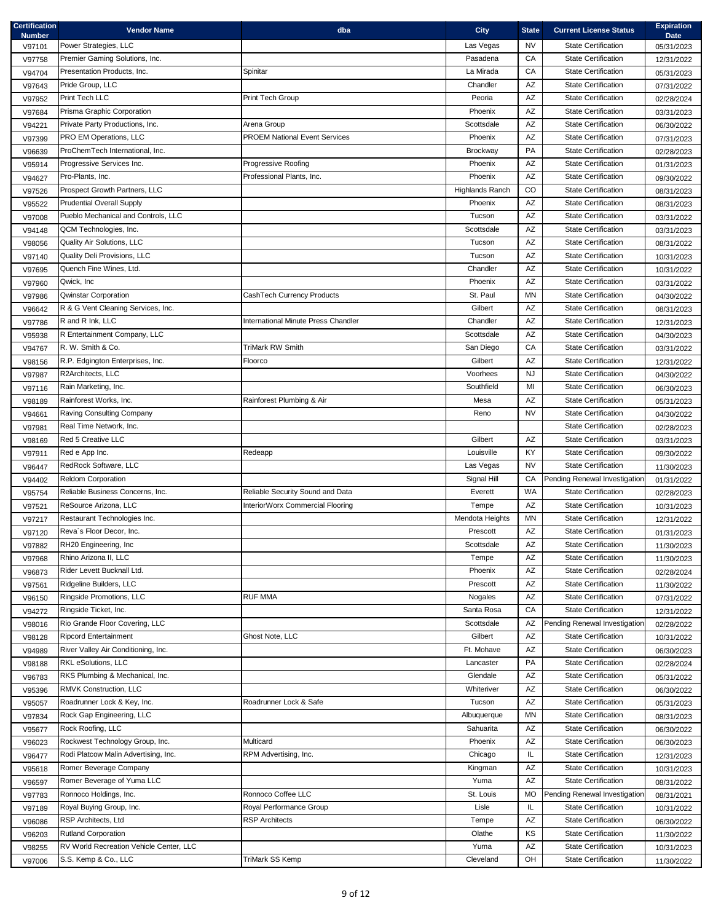| Certification Number | Vendor Name | dba | City | State | Current License Status | Expiration Date |
|---|---|---|---|---|---|---|
| V97101 | Power Strategies, LLC | | Las Vegas | NV | State Certification | 05/31/2023 |
| V97758 | Premier Gaming Solutions, Inc. | | Pasadena | CA | State Certification | 12/31/2022 |
| V94704 | Presentation Products, Inc. | Spinitar | La Mirada | CA | State Certification | 05/31/2023 |
| V97643 | Pride Group, LLC | | Chandler | AZ | State Certification | 07/31/2022 |
| V97952 | Print Tech LLC | Print Tech Group | Peoria | AZ | State Certification | 02/28/2024 |
| V97684 | Prisma Graphic Corporation | | Phoenix | AZ | State Certification | 03/31/2023 |
| V94221 | Private Party Productions, Inc. | Arena Group | Scottsdale | AZ | State Certification | 06/30/2022 |
| V97399 | PRO EM Operations, LLC | PROEM National Event Services | Phoenix | AZ | State Certification | 07/31/2023 |
| V96639 | ProChemTech International, Inc. | | Brockway | PA | State Certification | 02/28/2023 |
| V95914 | Progressive Services Inc. | Progressive Roofing | Phoenix | AZ | State Certification | 01/31/2023 |
| V94627 | Pro-Plants, Inc. | Professional Plants, Inc. | Phoenix | AZ | State Certification | 09/30/2022 |
| V97526 | Prospect Growth Partners, LLC | | Highlands Ranch | CO | State Certification | 08/31/2023 |
| V95522 | Prudential Overall Supply | | Phoenix | AZ | State Certification | 08/31/2023 |
| V97008 | Pueblo Mechanical and Controls, LLC | | Tucson | AZ | State Certification | 03/31/2022 |
| V94148 | QCM Technologies, Inc. | | Scottsdale | AZ | State Certification | 03/31/2023 |
| V98056 | Quality Air Solutions, LLC | | Tucson | AZ | State Certification | 08/31/2022 |
| V97140 | Quality Deli Provisions, LLC | | Tucson | AZ | State Certification | 10/31/2023 |
| V97695 | Quench Fine Wines, Ltd. | | Chandler | AZ | State Certification | 10/31/2022 |
| V97960 | Qwick, Inc | | Phoenix | AZ | State Certification | 03/31/2022 |
| V97986 | Qwinstar Corporation | CashTech Currency Products | St. Paul | MN | State Certification | 04/30/2022 |
| V96642 | R & G Vent Cleaning Services, Inc. | | Gilbert | AZ | State Certification | 08/31/2023 |
| V97786 | R and R Ink, LLC | International Minute Press Chandler | Chandler | AZ | State Certification | 12/31/2023 |
| V95938 | R Entertainment Company, LLC | | Scottsdale | AZ | State Certification | 04/30/2023 |
| V94767 | R. W. Smith & Co. | TriMark RW Smith | San Diego | CA | State Certification | 03/31/2022 |
| V98156 | R.P. Edgington Enterprises, Inc. | Floorco | Gilbert | AZ | State Certification | 12/31/2022 |
| V97987 | R2Architects, LLC | | Voorhees | NJ | State Certification | 04/30/2022 |
| V97116 | Rain Marketing, Inc. | | Southfield | MI | State Certification | 06/30/2023 |
| V98189 | Rainforest Works, Inc. | Rainforest Plumbing & Air | Mesa | AZ | State Certification | 05/31/2023 |
| V94661 | Raving Consulting Company | | Reno | NV | State Certification | 04/30/2022 |
| V97981 | Real Time Network, Inc. | | | | State Certification | 02/28/2023 |
| V98169 | Red 5 Creative LLC | | Gilbert | AZ | State Certification | 03/31/2023 |
| V97911 | Red e App Inc. | Redeapp | Louisville | KY | State Certification | 09/30/2022 |
| V96447 | RedRock Software, LLC | | Las Vegas | NV | State Certification | 11/30/2023 |
| V94402 | Reldom Corporation | | Signal Hill | CA | Pending Renewal Investigation | 01/31/2022 |
| V95754 | Reliable Business Concerns, Inc. | Reliable Security Sound and Data | Everett | WA | State Certification | 02/28/2023 |
| V97521 | ReSource Arizona, LLC | InteriorWorx Commercial Flooring | Tempe | AZ | State Certification | 10/31/2023 |
| V97217 | Restaurant Technologies Inc. | | Mendota Heights | MN | State Certification | 12/31/2022 |
| V97120 | Reva`s Floor Decor, Inc. | | Prescott | AZ | State Certification | 01/31/2023 |
| V97882 | RH20 Engineering, Inc | | Scottsdale | AZ | State Certification | 11/30/2023 |
| V97968 | Rhino Arizona II, LLC | | Tempe | AZ | State Certification | 11/30/2023 |
| V96873 | Rider Levett Bucknall Ltd. | | Phoenix | AZ | State Certification | 02/28/2024 |
| V97561 | Ridgeline Builders, LLC | | Prescott | AZ | State Certification | 11/30/2022 |
| V96150 | Ringside Promotions, LLC | RUF MMA | Nogales | AZ | State Certification | 07/31/2022 |
| V94272 | Ringside Ticket, Inc. | | Santa Rosa | CA | State Certification | 12/31/2022 |
| V98016 | Rio Grande Floor Covering, LLC | | Scottsdale | AZ | Pending Renewal Investigation | 02/28/2022 |
| V98128 | Ripcord Entertainment | Ghost Note, LLC | Gilbert | AZ | State Certification | 10/31/2022 |
| V94989 | River Valley Air Conditioning, Inc. | | Ft. Mohave | AZ | State Certification | 06/30/2023 |
| V98188 | RKL eSolutions, LLC | | Lancaster | PA | State Certification | 02/28/2024 |
| V96783 | RKS Plumbing & Mechanical, Inc. | | Glendale | AZ | State Certification | 05/31/2022 |
| V95396 | RMVK Construction, LLC | | Whiteriver | AZ | State Certification | 06/30/2022 |
| V95057 | Roadrunner Lock & Key, Inc. | Roadrunner Lock & Safe | Tucson | AZ | State Certification | 05/31/2023 |
| V97834 | Rock Gap Engineering, LLC | | Albuquerque | MN | State Certification | 08/31/2023 |
| V95677 | Rock Roofing, LLC | | Sahuarita | AZ | State Certification | 06/30/2022 |
| V96023 | Rockwest Technology Group, Inc. | Multicard | Phoenix | AZ | State Certification | 06/30/2023 |
| V96477 | Rodi Platcow Malin Advertising, Inc. | RPM Advertising, Inc. | Chicago | IL | State Certification | 12/31/2023 |
| V95618 | Romer Beverage Company | | Kingman | AZ | State Certification | 10/31/2023 |
| V96597 | Romer Beverage of Yuma LLC | | Yuma | AZ | State Certification | 08/31/2022 |
| V97783 | Ronnoco Holdings, Inc. | Ronnoco Coffee LLC | St. Louis | MO | Pending Renewal Investigation | 08/31/2021 |
| V97189 | Royal Buying Group, Inc. | Royal Performance Group | Lisle | IL | State Certification | 10/31/2022 |
| V96086 | RSP Architects, Ltd | RSP Architects | Tempe | AZ | State Certification | 06/30/2022 |
| V96203 | Rutland Corporation | | Olathe | KS | State Certification | 11/30/2022 |
| V98255 | RV World Recreation Vehicle Center, LLC | | Yuma | AZ | State Certification | 10/31/2023 |
| V97006 | S.S. Kemp & Co., LLC | TriMark SS Kemp | Cleveland | OH | State Certification | 11/30/2022 |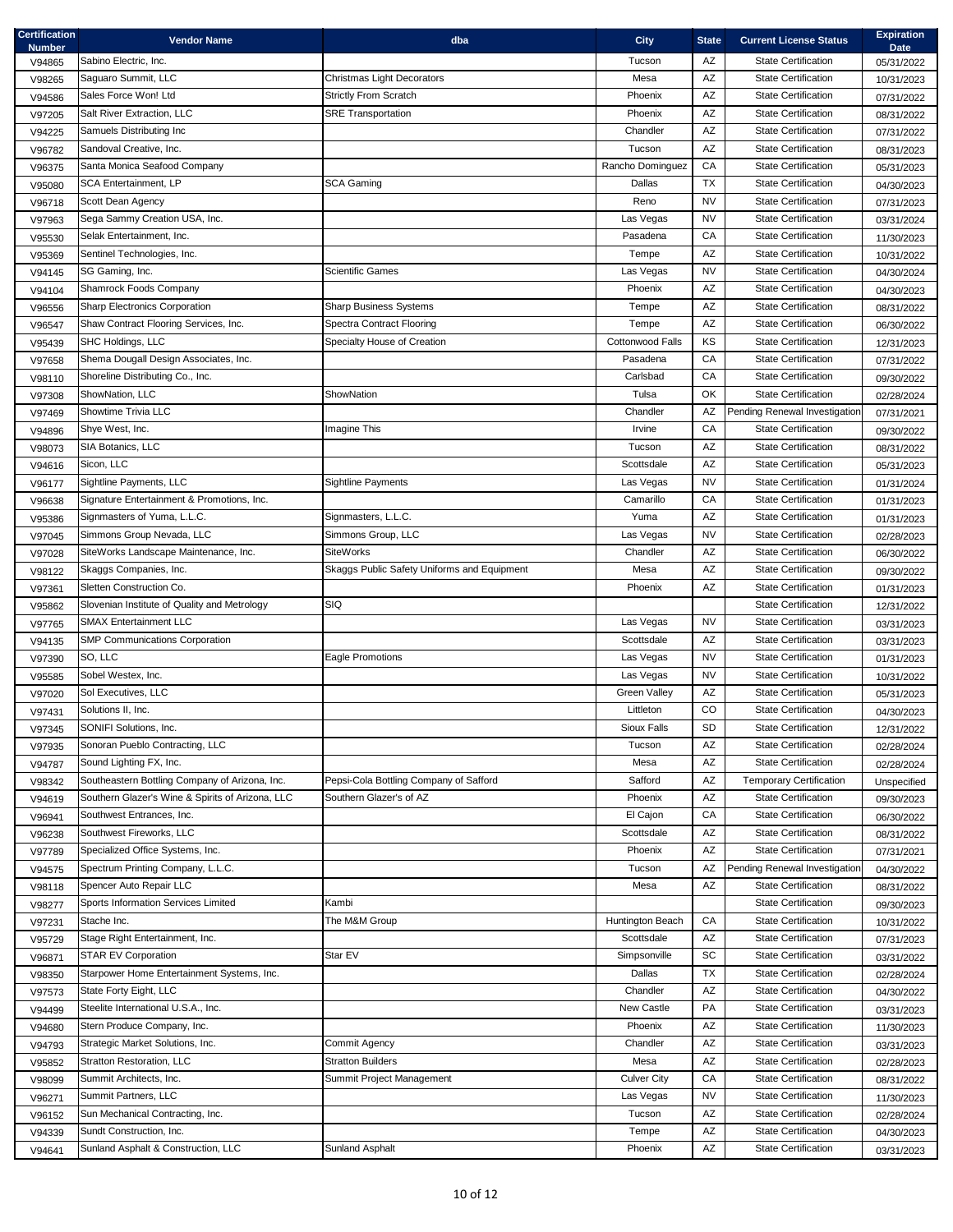| Certification Number | Vendor Name | dba | City | State | Current License Status | Expiration Date |
|---|---|---|---|---|---|---|
| V94865 | Sabino Electric, Inc. | | Tucson | AZ | State Certification | 05/31/2022 |
| V98265 | Saguaro Summit, LLC | Christmas Light Decorators | Mesa | AZ | State Certification | 10/31/2023 |
| V94586 | Sales Force Won! Ltd | Strictly From Scratch | Phoenix | AZ | State Certification | 07/31/2022 |
| V97205 | Salt River Extraction, LLC | SRE Transportation | Phoenix | AZ | State Certification | 08/31/2022 |
| V94225 | Samuels Distributing Inc | | Chandler | AZ | State Certification | 07/31/2022 |
| V96782 | Sandoval Creative, Inc. | | Tucson | AZ | State Certification | 08/31/2023 |
| V96375 | Santa Monica Seafood Company | | Rancho Dominguez | CA | State Certification | 05/31/2023 |
| V95080 | SCA Entertainment, LP | SCA Gaming | Dallas | TX | State Certification | 04/30/2023 |
| V96718 | Scott Dean Agency | | Reno | NV | State Certification | 07/31/2023 |
| V97963 | Sega Sammy Creation USA, Inc. | | Las Vegas | NV | State Certification | 03/31/2024 |
| V95530 | Selak Entertainment, Inc. | | Pasadena | CA | State Certification | 11/30/2023 |
| V95369 | Sentinel Technologies, Inc. | | Tempe | AZ | State Certification | 10/31/2022 |
| V94145 | SG Gaming, Inc. | Scientific Games | Las Vegas | NV | State Certification | 04/30/2024 |
| V94104 | Shamrock Foods Company | | Phoenix | AZ | State Certification | 04/30/2023 |
| V96556 | Sharp Electronics Corporation | Sharp Business Systems | Tempe | AZ | State Certification | 08/31/2022 |
| V96547 | Shaw Contract Flooring Services, Inc. | Spectra Contract Flooring | Tempe | AZ | State Certification | 06/30/2022 |
| V95439 | SHC Holdings, LLC | Specialty House of Creation | Cottonwood Falls | KS | State Certification | 12/31/2023 |
| V97658 | Shema Dougall Design Associates, Inc. | | Pasadena | CA | State Certification | 07/31/2022 |
| V98110 | Shoreline Distributing Co., Inc. | | Carlsbad | CA | State Certification | 09/30/2022 |
| V97308 | ShowNation, LLC | ShowNation | Tulsa | OK | State Certification | 02/28/2024 |
| V97469 | Showtime Trivia LLC | | Chandler | AZ | Pending Renewal Investigation | 07/31/2021 |
| V94896 | Shye West, Inc. | Imagine This | Irvine | CA | State Certification | 09/30/2022 |
| V98073 | SIA Botanics, LLC | | Tucson | AZ | State Certification | 08/31/2022 |
| V94616 | Sicon, LLC | | Scottsdale | AZ | State Certification | 05/31/2023 |
| V96177 | Sightline Payments, LLC | Sightline Payments | Las Vegas | NV | State Certification | 01/31/2024 |
| V96638 | Signature Entertainment & Promotions, Inc. | | Camarillo | CA | State Certification | 01/31/2023 |
| V95386 | Signmasters of Yuma, L.L.C. | Signmasters, L.L.C. | Yuma | AZ | State Certification | 01/31/2023 |
| V97045 | Simmons Group Nevada, LLC | Simmons Group, LLC | Las Vegas | NV | State Certification | 02/28/2023 |
| V97028 | SiteWorks Landscape Maintenance, Inc. | SiteWorks | Chandler | AZ | State Certification | 06/30/2022 |
| V98122 | Skaggs Companies, Inc. | Skaggs Public Safety Uniforms and Equipment | Mesa | AZ | State Certification | 09/30/2022 |
| V97361 | Sletten Construction Co. | | Phoenix | AZ | State Certification | 01/31/2023 |
| V95862 | Slovenian Institute of Quality and Metrology | SIQ | | | State Certification | 12/31/2022 |
| V97765 | SMAX Entertainment LLC | | Las Vegas | NV | State Certification | 03/31/2023 |
| V94135 | SMP Communications Corporation | | Scottsdale | AZ | State Certification | 03/31/2023 |
| V97390 | SO, LLC | Eagle Promotions | Las Vegas | NV | State Certification | 01/31/2023 |
| V95585 | Sobel Westex, Inc. | | Las Vegas | NV | State Certification | 10/31/2022 |
| V97020 | Sol Executives, LLC | | Green Valley | AZ | State Certification | 05/31/2023 |
| V97431 | Solutions II, Inc. | | Littleton | CO | State Certification | 04/30/2023 |
| V97345 | SONIFI Solutions, Inc. | | Sioux Falls | SD | State Certification | 12/31/2022 |
| V97935 | Sonoran Pueblo Contracting, LLC | | Tucson | AZ | State Certification | 02/28/2024 |
| V94787 | Sound Lighting FX, Inc. | | Mesa | AZ | State Certification | 02/28/2024 |
| V98342 | Southeastern Bottling Company of Arizona, Inc. | Pepsi-Cola Bottling Company of Safford | Safford | AZ | Temporary Certification | Unspecified |
| V94619 | Southern Glazer's Wine & Spirits of Arizona, LLC | Southern Glazer's of AZ | Phoenix | AZ | State Certification | 09/30/2023 |
| V96941 | Southwest Entrances, Inc. | | El Cajon | CA | State Certification | 06/30/2022 |
| V96238 | Southwest Fireworks, LLC | | Scottsdale | AZ | State Certification | 08/31/2022 |
| V97789 | Specialized Office Systems, Inc. | | Phoenix | AZ | State Certification | 07/31/2021 |
| V94575 | Spectrum Printing Company, L.L.C. | | Tucson | AZ | Pending Renewal Investigation | 04/30/2022 |
| V98118 | Spencer Auto Repair LLC | | Mesa | AZ | State Certification | 08/31/2022 |
| V98277 | Sports Information Services Limited | Kambi | | | State Certification | 09/30/2023 |
| V97231 | Stache Inc. | The M&M Group | Huntington Beach | CA | State Certification | 10/31/2022 |
| V95729 | Stage Right Entertainment, Inc. | | Scottsdale | AZ | State Certification | 07/31/2023 |
| V96871 | STAR EV Corporation | Star EV | Simpsonville | SC | State Certification | 03/31/2022 |
| V98350 | Starpower Home Entertainment Systems, Inc. | | Dallas | TX | State Certification | 02/28/2024 |
| V97573 | State Forty Eight, LLC | | Chandler | AZ | State Certification | 04/30/2022 |
| V94499 | Steelite International U.S.A., Inc. | | New Castle | PA | State Certification | 03/31/2023 |
| V94680 | Stern Produce Company, Inc. | | Phoenix | AZ | State Certification | 11/30/2023 |
| V94793 | Strategic Market Solutions, Inc. | Commit Agency | Chandler | AZ | State Certification | 03/31/2023 |
| V95852 | Stratton Restoration, LLC | Stratton Builders | Mesa | AZ | State Certification | 02/28/2023 |
| V98099 | Summit Architects, Inc. | Summit Project Management | Culver City | CA | State Certification | 08/31/2022 |
| V96271 | Summit Partners, LLC | | Las Vegas | NV | State Certification | 11/30/2023 |
| V96152 | Sun Mechanical Contracting, Inc. | | Tucson | AZ | State Certification | 02/28/2024 |
| V94339 | Sundt Construction, Inc. | | Tempe | AZ | State Certification | 04/30/2023 |
| V94641 | Sunland Asphalt & Construction, LLC | Sunland Asphalt | Phoenix | AZ | State Certification | 03/31/2023 |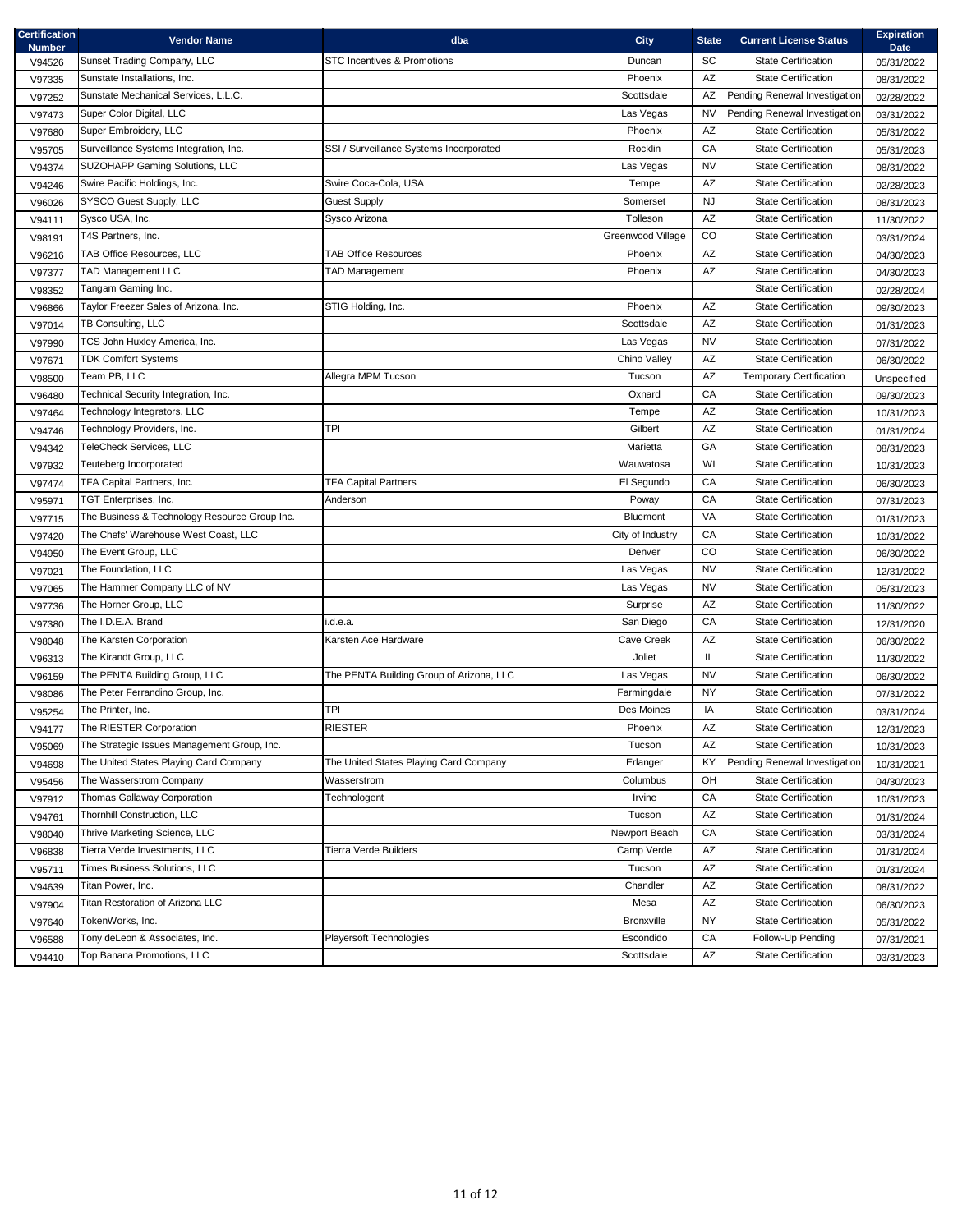| Certification Number | Vendor Name | dba | City | State | Current License Status | Expiration Date |
|---|---|---|---|---|---|---|
| V94526 | Sunset Trading Company, LLC | STC Incentives & Promotions | Duncan | SC | State Certification | 05/31/2022 |
| V97335 | Sunstate Installations, Inc. | | Phoenix | AZ | State Certification | 08/31/2022 |
| V97252 | Sunstate Mechanical Services, L.L.C. | | Scottsdale | AZ | Pending Renewal Investigation | 02/28/2022 |
| V97473 | Super Color Digital, LLC | | Las Vegas | NV | Pending Renewal Investigation | 03/31/2022 |
| V97680 | Super Embroidery, LLC | | Phoenix | AZ | State Certification | 05/31/2022 |
| V95705 | Surveillance Systems Integration, Inc. | SSI / Surveillance Systems Incorporated | Rocklin | CA | State Certification | 05/31/2023 |
| V94374 | SUZOHAPP Gaming Solutions, LLC | | Las Vegas | NV | State Certification | 08/31/2022 |
| V94246 | Swire Pacific Holdings, Inc. | Swire Coca-Cola, USA | Tempe | AZ | State Certification | 02/28/2023 |
| V96026 | SYSCO Guest Supply, LLC | Guest Supply | Somerset | NJ | State Certification | 08/31/2023 |
| V94111 | Sysco USA, Inc. | Sysco Arizona | Tolleson | AZ | State Certification | 11/30/2022 |
| V98191 | T4S Partners, Inc. | | Greenwood Village | CO | State Certification | 03/31/2024 |
| V96216 | TAB Office Resources, LLC | TAB Office Resources | Phoenix | AZ | State Certification | 04/30/2023 |
| V97377 | TAD Management LLC | TAD Management | Phoenix | AZ | State Certification | 04/30/2023 |
| V98352 | Tangam Gaming Inc. | | | | State Certification | 02/28/2024 |
| V96866 | Taylor Freezer Sales of Arizona, Inc. | STIG Holding, Inc. | Phoenix | AZ | State Certification | 09/30/2023 |
| V97014 | TB Consulting, LLC | | Scottsdale | AZ | State Certification | 01/31/2023 |
| V97990 | TCS John Huxley America, Inc. | | Las Vegas | NV | State Certification | 07/31/2022 |
| V97671 | TDK Comfort Systems | | Chino Valley | AZ | State Certification | 06/30/2022 |
| V98500 | Team PB, LLC | Allegra MPM Tucson | Tucson | AZ | Temporary Certification | Unspecified |
| V96480 | Technical Security Integration, Inc. | | Oxnard | CA | State Certification | 09/30/2023 |
| V97464 | Technology Integrators, LLC | | Tempe | AZ | State Certification | 10/31/2023 |
| V94746 | Technology Providers, Inc. | TPI | Gilbert | AZ | State Certification | 01/31/2024 |
| V94342 | TeleCheck Services, LLC | | Marietta | GA | State Certification | 08/31/2023 |
| V97932 | Teuteberg Incorporated | | Wauwatosa | WI | State Certification | 10/31/2023 |
| V97474 | TFA Capital Partners, Inc. | TFA Capital Partners | El Segundo | CA | State Certification | 06/30/2023 |
| V95971 | TGT Enterprises, Inc. | Anderson | Poway | CA | State Certification | 07/31/2023 |
| V97715 | The Business & Technology Resource Group Inc. | | Bluemont | VA | State Certification | 01/31/2023 |
| V97420 | The Chefs' Warehouse West Coast, LLC | | City of Industry | CA | State Certification | 10/31/2022 |
| V94950 | The Event Group, LLC | | Denver | CO | State Certification | 06/30/2022 |
| V97021 | The Foundation, LLC | | Las Vegas | NV | State Certification | 12/31/2022 |
| V97065 | The Hammer Company LLC of NV | | Las Vegas | NV | State Certification | 05/31/2023 |
| V97736 | The Horner Group, LLC | | Surprise | AZ | State Certification | 11/30/2022 |
| V97380 | The I.D.E.A. Brand | i.d.e.a. | San Diego | CA | State Certification | 12/31/2020 |
| V98048 | The Karsten Corporation | Karsten Ace Hardware | Cave Creek | AZ | State Certification | 06/30/2022 |
| V96313 | The Kirandt Group, LLC | | Joliet | IL | State Certification | 11/30/2022 |
| V96159 | The PENTA Building Group, LLC | The PENTA Building Group of Arizona, LLC | Las Vegas | NV | State Certification | 06/30/2022 |
| V98086 | The Peter Ferrandino Group, Inc. | | Farmingdale | NY | State Certification | 07/31/2022 |
| V95254 | The Printer, Inc. | TPI | Des Moines | IA | State Certification | 03/31/2024 |
| V94177 | The RIESTER Corporation | RIESTER | Phoenix | AZ | State Certification | 12/31/2023 |
| V95069 | The Strategic Issues Management Group, Inc. | | Tucson | AZ | State Certification | 10/31/2023 |
| V94698 | The United States Playing Card Company | The United States Playing Card Company | Erlanger | KY | Pending Renewal Investigation | 10/31/2021 |
| V95456 | The Wasserstrom Company | Wasserstrom | Columbus | OH | State Certification | 04/30/2023 |
| V97912 | Thomas Gallaway Corporation | Technologent | Irvine | CA | State Certification | 10/31/2023 |
| V94761 | Thornhill Construction, LLC | | Tucson | AZ | State Certification | 01/31/2024 |
| V98040 | Thrive Marketing Science, LLC | | Newport Beach | CA | State Certification | 03/31/2024 |
| V96838 | Tierra Verde Investments, LLC | Tierra Verde Builders | Camp Verde | AZ | State Certification | 01/31/2024 |
| V95711 | Times Business Solutions, LLC | | Tucson | AZ | State Certification | 01/31/2024 |
| V94639 | Titan Power, Inc. | | Chandler | AZ | State Certification | 08/31/2022 |
| V97904 | Titan Restoration of Arizona LLC | | Mesa | AZ | State Certification | 06/30/2023 |
| V97640 | TokenWorks, Inc. | | Bronxville | NY | State Certification | 05/31/2022 |
| V96588 | Tony deLeon & Associates, Inc. | Playersoft Technologies | Escondido | CA | Follow-Up Pending | 07/31/2021 |
| V94410 | Top Banana Promotions, LLC | | Scottsdale | AZ | State Certification | 03/31/2023 |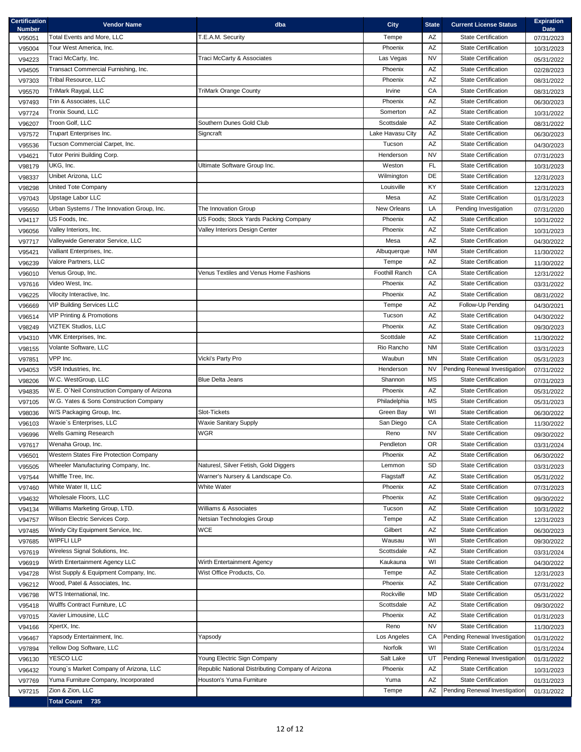| Certification Number | Vendor Name | dba | City | State | Current License Status | Expiration Date |
|---|---|---|---|---|---|---|
| V95051 | Total Events and More, LLC | T.E.A.M. Security | Tempe | AZ | State Certification | 07/31/2023 |
| V95004 | Tour West America, Inc. | | Phoenix | AZ | State Certification | 10/31/2023 |
| V94223 | Traci McCarty, Inc. | Traci McCarty & Associates | Las Vegas | NV | State Certification | 05/31/2022 |
| V94505 | Transact Commercial Furnishing, Inc. | | Phoenix | AZ | State Certification | 02/28/2023 |
| V97303 | Tribal Resource, LLC | | Phoenix | AZ | State Certification | 08/31/2022 |
| V95570 | TriMark Raygal, LLC | TriMark Orange County | Irvine | CA | State Certification | 08/31/2023 |
| V97493 | Trin & Associates, LLC | | Phoenix | AZ | State Certification | 06/30/2023 |
| V97724 | Tronix Sound, LLC | | Somerton | AZ | State Certification | 10/31/2022 |
| V96207 | Troon Golf, LLC | Southern Dunes Gold Club | Scottsdale | AZ | State Certification | 08/31/2022 |
| V97572 | Trupart Enterprises Inc. | Signcraft | Lake Havasu City | AZ | State Certification | 06/30/2023 |
| V95536 | Tucson Commercial Carpet, Inc. | | Tucson | AZ | State Certification | 04/30/2023 |
| V94621 | Tutor Perini Building Corp. | | Henderson | NV | State Certification | 07/31/2023 |
| V98179 | UKG, Inc. | Ultimate Software Group Inc. | Weston | FL | State Certification | 10/31/2023 |
| V98337 | Unibet Arizona, LLC | | Wilmington | DE | State Certification | 12/31/2023 |
| V98298 | United Tote Company | | Louisville | KY | State Certification | 12/31/2023 |
| V97043 | Upstage Labor LLC | | Mesa | AZ | State Certification | 01/31/2023 |
| V95650 | Urban Systems / The Innovation Group, Inc. | The Innovation Group | New Orleans | LA | Pending Investigation | 07/31/2020 |
| V94117 | US Foods, Inc. | US Foods; Stock Yards Packing Company | Phoenix | AZ | State Certification | 10/31/2022 |
| V96056 | Valley Interiors, Inc. | Valley Interiors Design Center | Phoenix | AZ | State Certification | 10/31/2023 |
| V97717 | Valleywide Generator Service, LLC | | Mesa | AZ | State Certification | 04/30/2022 |
| V95421 | Valliant Enterprises, Inc. | | Albuquerque | NM | State Certification | 11/30/2022 |
| V96239 | Valore Partners, LLC | | Tempe | AZ | State Certification | 11/30/2022 |
| V96010 | Venus Group, Inc. | Venus Textiles and Venus Home Fashions | Foothill Ranch | CA | State Certification | 12/31/2022 |
| V97616 | Video West, Inc. | | Phoenix | AZ | State Certification | 03/31/2022 |
| V96225 | Vilocity Interactive, Inc. | | Phoenix | AZ | State Certification | 08/31/2022 |
| V96669 | VIP Building Services LLC | | Tempe | AZ | Follow-Up Pending | 04/30/2021 |
| V96514 | VIP Printing & Promotions | | Tucson | AZ | State Certification | 04/30/2022 |
| V98249 | VIZTEK Studios, LLC | | Phoenix | AZ | State Certification | 09/30/2023 |
| V94310 | VMK Enterprises, Inc. | | Scottdale | AZ | State Certification | 11/30/2022 |
| V98155 | Volante Software, LLC | | Rio Rancho | NM | State Certification | 03/31/2023 |
| V97851 | VPP Inc. | Vicki's Party Pro | Waubun | MN | State Certification | 05/31/2023 |
| V94053 | VSR Industries, Inc. | | Henderson | NV | Pending Renewal Investigation | 07/31/2022 |
| V98206 | W.C. WestGroup, LLC | Blue Delta Jeans | Shannon | MS | State Certification | 07/31/2023 |
| V94835 | W.E. O`Neil Construction Company of Arizona | | Phoenix | AZ | State Certification | 05/31/2022 |
| V97105 | W.G. Yates & Sons Construction Company | | Philadelphia | MS | State Certification | 05/31/2023 |
| V98036 | W/S Packaging Group, Inc. | Slot-Tickets | Green Bay | WI | State Certification | 06/30/2022 |
| V96103 | Waxie`s Enterprises, LLC | Waxie Sanitary Supply | San Diego | CA | State Certification | 11/30/2022 |
| V96996 | Wells Gaming Research | WGR | Reno | NV | State Certification | 09/30/2022 |
| V97617 | Wenaha Group, Inc. | | Pendleton | OR | State Certification | 03/31/2024 |
| V96501 | Western States Fire Protection Company | | Phoenix | AZ | State Certification | 06/30/2022 |
| V95505 | Wheeler Manufacturing Company, Inc. | Naturesl, Silver Fetish, Gold Diggers | Lemmon | SD | State Certification | 03/31/2023 |
| V97544 | Whiffle Tree, Inc. | Warner's Nursery & Landscape Co. | Flagstaff | AZ | State Certification | 05/31/2022 |
| V97460 | White Water II, LLC | White Water | Phoenix | AZ | State Certification | 07/31/2023 |
| V94632 | Wholesale Floors, LLC | | Phoenix | AZ | State Certification | 09/30/2022 |
| V94134 | Williams Marketing Group, LTD. | Williams & Associates | Tucson | AZ | State Certification | 10/31/2022 |
| V94757 | Wilson Electric Services Corp. | Netsian Technologies Group | Tempe | AZ | State Certification | 12/31/2023 |
| V97485 | Windy City Equipment Service, Inc. | WCE | Gilbert | AZ | State Certification | 06/30/2023 |
| V97685 | WIPFLI LLP | | Wausau | WI | State Certification | 09/30/2022 |
| V97619 | Wireless Signal Solutions, Inc. | | Scottsdale | AZ | State Certification | 03/31/2024 |
| V96919 | Wirth Entertainment Agency LLC | Wirth Entertainment Agency | Kaukauna | WI | State Certification | 04/30/2022 |
| V94728 | Wist Supply & Equipment Company, Inc. | Wist Office Products, Co. | Tempe | AZ | State Certification | 12/31/2023 |
| V96212 | Wood, Patel & Associates, Inc. | | Phoenix | AZ | State Certification | 07/31/2022 |
| V96798 | WTS International, Inc. | | Rockville | MD | State Certification | 05/31/2022 |
| V95418 | Wulffs Contract Furniture, LC | | Scottsdale | AZ | State Certification | 09/30/2022 |
| V97015 | Xavier Limousine, LLC | | Phoenix | AZ | State Certification | 01/31/2023 |
| V94166 | XpertX, Inc. | | Reno | NV | State Certification | 11/30/2023 |
| V96467 | Yapsody Entertainment, Inc. | Yapsody | Los Angeles | CA | Pending Renewal Investigation | 01/31/2022 |
| V97894 | Yellow Dog Software, LLC | | Norfolk | WI | State Certification | 01/31/2024 |
| V96130 | YESCO LLC | Young Electric Sign Company | Salt Lake | UT | Pending Renewal Investigation | 01/31/2022 |
| V96432 | Young`s Market Company of Arizona, LLC | Republic National Distributing Company of Arizona | Phoenix | AZ | State Certification | 10/31/2023 |
| V97769 | Yuma Furniture Company, Incorporated | Houston's Yuma Furniture | Yuma | AZ | State Certification | 01/31/2023 |
| V97215 | Zion & Zion, LLC | | Tempe | AZ | Pending Renewal Investigation | 01/31/2022 |
| | **Total Count 735** | | | | | |